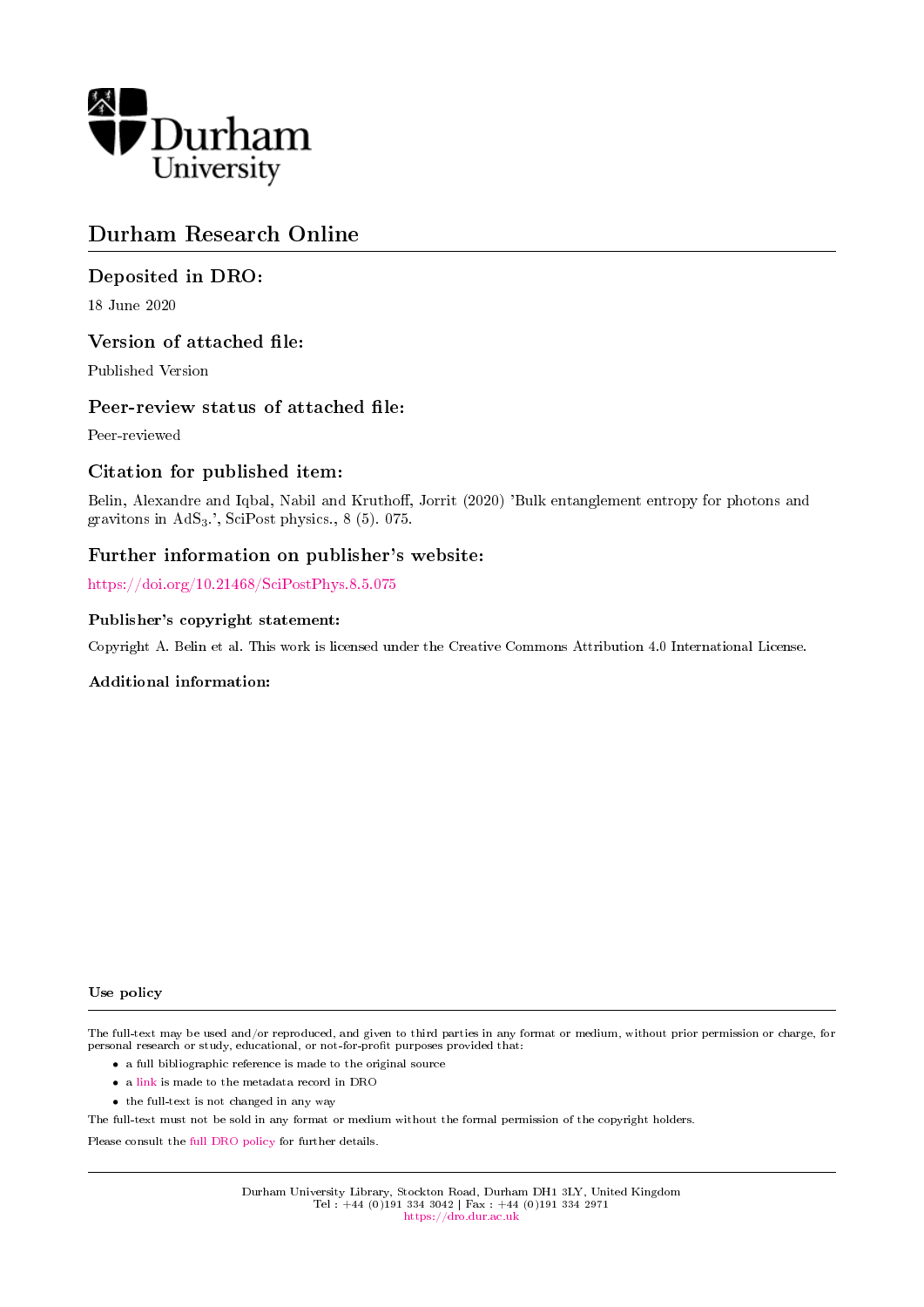Durham University

# Durham Research Online

## Deposited in DRO:

18 June 2020

## Version of attached file:

Published Version

## Peer-review status of attached file:

Peer-reviewed

## Citation for published item:

Belin, Alexandre and Iqbal, Nabil and Kruthoff, Jorrit (2020) 'Bulk entanglement entropy for photons and gravitons in $AdS_3$.', SciPost physics., 8 (5). 075.

## Further information on publisher's website:

https://doi.org/10.21468/SciPostPhys.8.5.075

### Publisher's copyright statement:

Copyright A. Belin et al. This work is licensed under the Creative Commons Attribution 4.0 International License.

### Additional information:

### Use policy

The full-text may be used and/or reproduced, and given to third parties in any format or medium, without prior permission or charge, for personal research or study, educational, or not-for-profit purposes provided that:

- a full bibliographic reference is made to the original source
- a link is made to the metadata record in DRO
- the full-text is not changed in any way

The full-text must not be sold in any format or medium without the formal permission of the copyright holders.

Please consult the full DRO policy for further details.

Durham University Library, Stockton Road, Durham DH1 3LY, United Kingdom
Tel : +44 (0)191 334 3042 | Fax : +44 (0)191 334 2971
https://dro.dur.ac.uk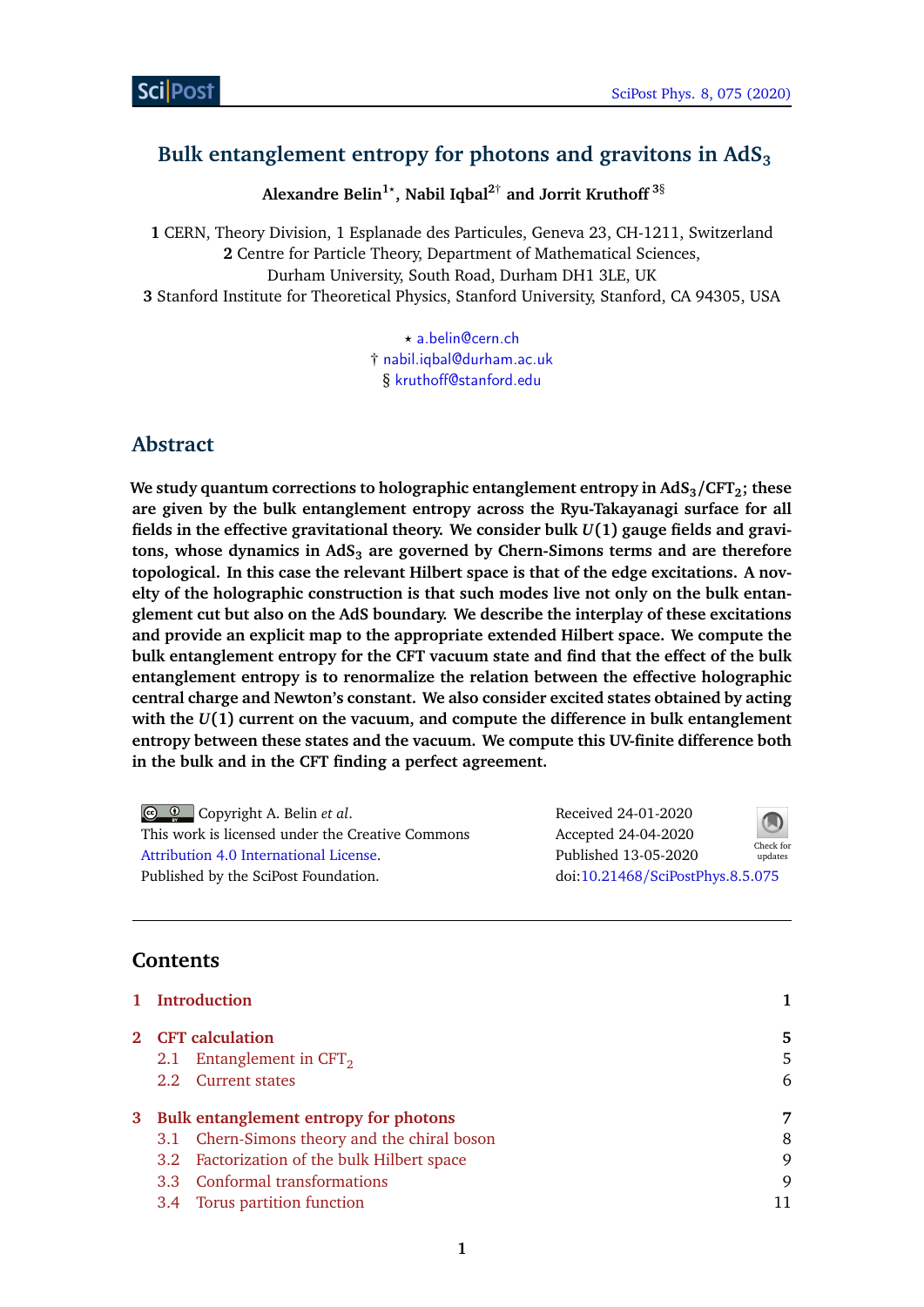# Bulk entanglement entropy for photons and gravitons in $AdS_3$

**Alexandre Belin[1⋆], Nabil Iqbal[2†] and Jorrit Kruthoff[3§]**

**1** CERN, Theory Division, 1 Esplanade des Particules, Geneva 23, CH-1211, Switzerland
**2** Centre for Particle Theory, Department of Mathematical Sciences, Durham University, South Road, Durham DH1 3LE, UK
**3** Stanford Institute for Theoretical Physics, Stanford University, Stanford, CA 94305, USA

⋆ a.belin@cern.ch
† nabil.iqbal@durham.ac.uk
§ kruthoff@stanford.edu

## Abstract

**We study quantum corrections to holographic entanglement entropy in $AdS_3/CFT_2$; these are given by the bulk entanglement entropy across the Ryu-Takayanagi surface for all fields in the effective gravitational theory. We consider bulk $U(1)$ gauge fields and gravitons, whose dynamics in $AdS_3$ are governed by Chern-Simons terms and are therefore topological. In this case the relevant Hilbert space is that of the edge excitations. A novelty of the holographic construction is that such modes live not only on the bulk entanglement cut but also on the AdS boundary. We describe the interplay of these excitations and provide an explicit map to the appropriate extended Hilbert space. We compute the bulk entanglement entropy for the CFT vacuum state and find that the effect of the bulk entanglement entropy is to renormalize the relation between the effective holographic central charge and Newton's constant. We also consider excited states obtained by acting with the $U(1)$ current on the vacuum, and compute the difference in bulk entanglement entropy between these states and the vacuum. We compute this UV-finite difference both in the bulk and in the CFT finding a perfect agreement.**

Copyright A. Belin *et al*.
This work is licensed under the Creative Commons Attribution 4.0 International License.
Published by the SciPost Foundation.

Received 24-01-2020
Accepted 24-04-2020
Published 13-05-2020
doi:10.21468/SciPostPhys.8.5.075

## Contents

| | | |
|---|---|---|
| **1** | **Introduction** | **1** |
| **2** | **CFT calculation** | **5** |
| 2.1 | Entanglement in $CFT_2$ | 5 |
| 2.2 | Current states | 6 |
| **3** | **Bulk entanglement entropy for photons** | **7** |
| 3.1 | Chern-Simons theory and the chiral boson | 8 |
| 3.2 | Factorization of the bulk Hilbert space | 9 |
| 3.3 | Conformal transformations | 9 |
| 3.4 | Torus partition function | 11 |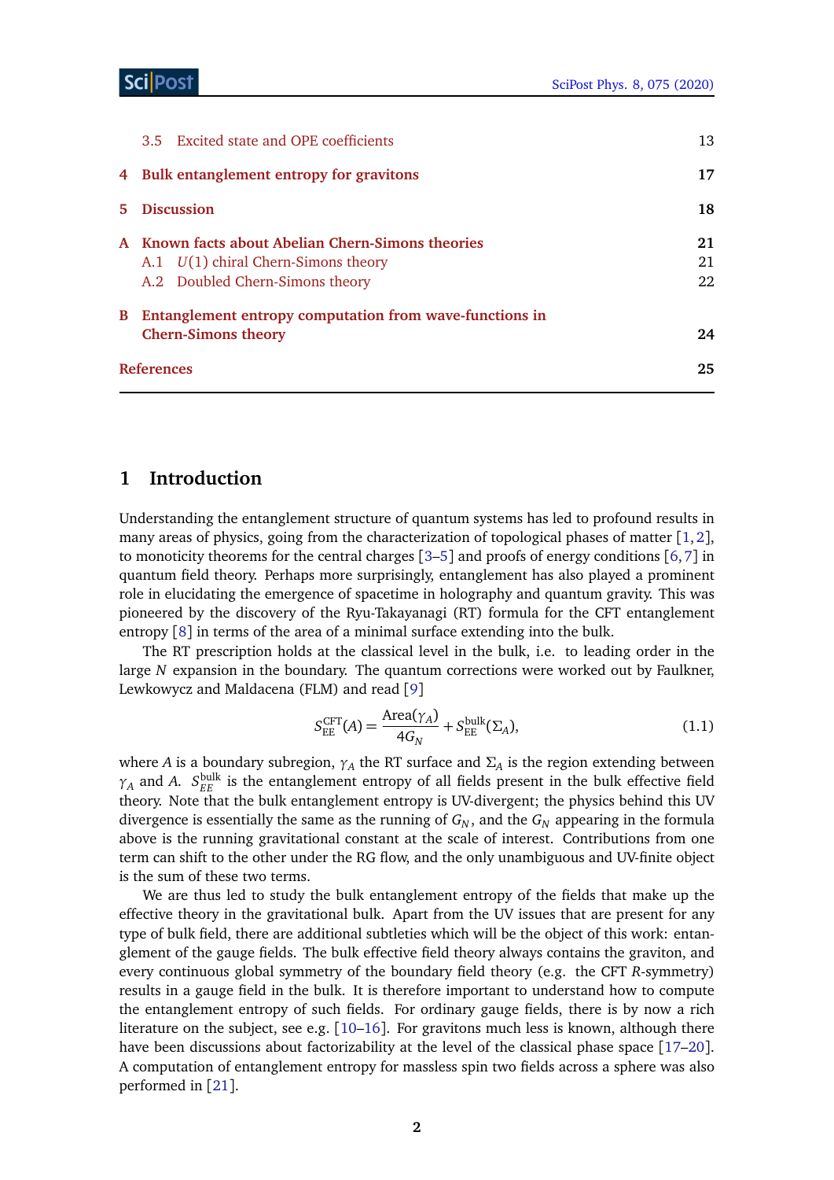| | |
|---|---|
| 3.5 Excited state and OPE coefficients | 13 |
| **4 Bulk entanglement entropy for gravitons** | **17** |
| **5 Discussion** | **18** |
| **A Known facts about Abelian Chern-Simons theories** | **21** |
| A.1 $U(1)$ chiral Chern-Simons theory | 21 |
| A.2 Doubled Chern-Simons theory | 22 |
| **B Entanglement entropy computation from wave-functions in Chern-Simons theory** | **24** |
| **References** | **25** |

## 1 Introduction

Understanding the entanglement structure of quantum systems has led to profound results in many areas of physics, going from the characterization of topological phases of matter [1,2], to monotonicity theorems for the central charges [3–5] and proofs of energy conditions [6,7] in quantum field theory. Perhaps more surprisingly, entanglement has also played a prominent role in elucidating the emergence of spacetime in holography and quantum gravity. This was pioneered by the discovery of the Ryu-Takayanagi (RT) formula for the CFT entanglement entropy [8] in terms of the area of a minimal surface extending into the bulk.

The RT prescription holds at the classical level in the bulk, i.e. to leading order in the large $N$ expansion in the boundary. The quantum corrections were worked out by Faulkner, Lewkowycz and Maldacena (FLM) and read [9]

$$S_{\text{EE}}^{\text{CFT}}(A) = \frac{\text{Area}(\gamma_A)}{4G_N} + S_{\text{EE}}^{\text{bulk}}(\Sigma_A), \tag{1.1}$$

where $A$ is a boundary subregion, $\gamma_A$ the RT surface and $\Sigma_A$ is the region extending between $\gamma_A$ and $A$. $S_{EE}^{\text{bulk}}$ is the entanglement entropy of all fields present in the bulk effective field theory. Note that the bulk entanglement entropy is UV-divergent; the physics behind this UV divergence is essentially the same as the running of $G_N$, and the $G_N$ appearing in the formula above is the running gravitational constant at the scale of interest. Contributions from one term can shift to the other under the RG flow, and the only unambiguous and UV-finite object is the sum of these two terms.

We are thus led to study the bulk entanglement entropy of the fields that make up the effective theory in the gravitational bulk. Apart from the UV issues that are present for any type of bulk field, there are additional subtleties which will be the object of this work: entanglement of the gauge fields. The bulk effective field theory always contains the graviton, and every continuous global symmetry of the boundary field theory (e.g. the CFT $R$-symmetry) results in a gauge field in the bulk. It is therefore important to understand how to compute the entanglement entropy of such fields. For ordinary gauge fields, there is by now a rich literature on the subject, see e.g. [10–16]. For gravitons much less is known, although there have been discussions about factorizability at the level of the classical phase space [17–20]. A computation of entanglement entropy for massless spin two fields across a sphere was also performed in [21].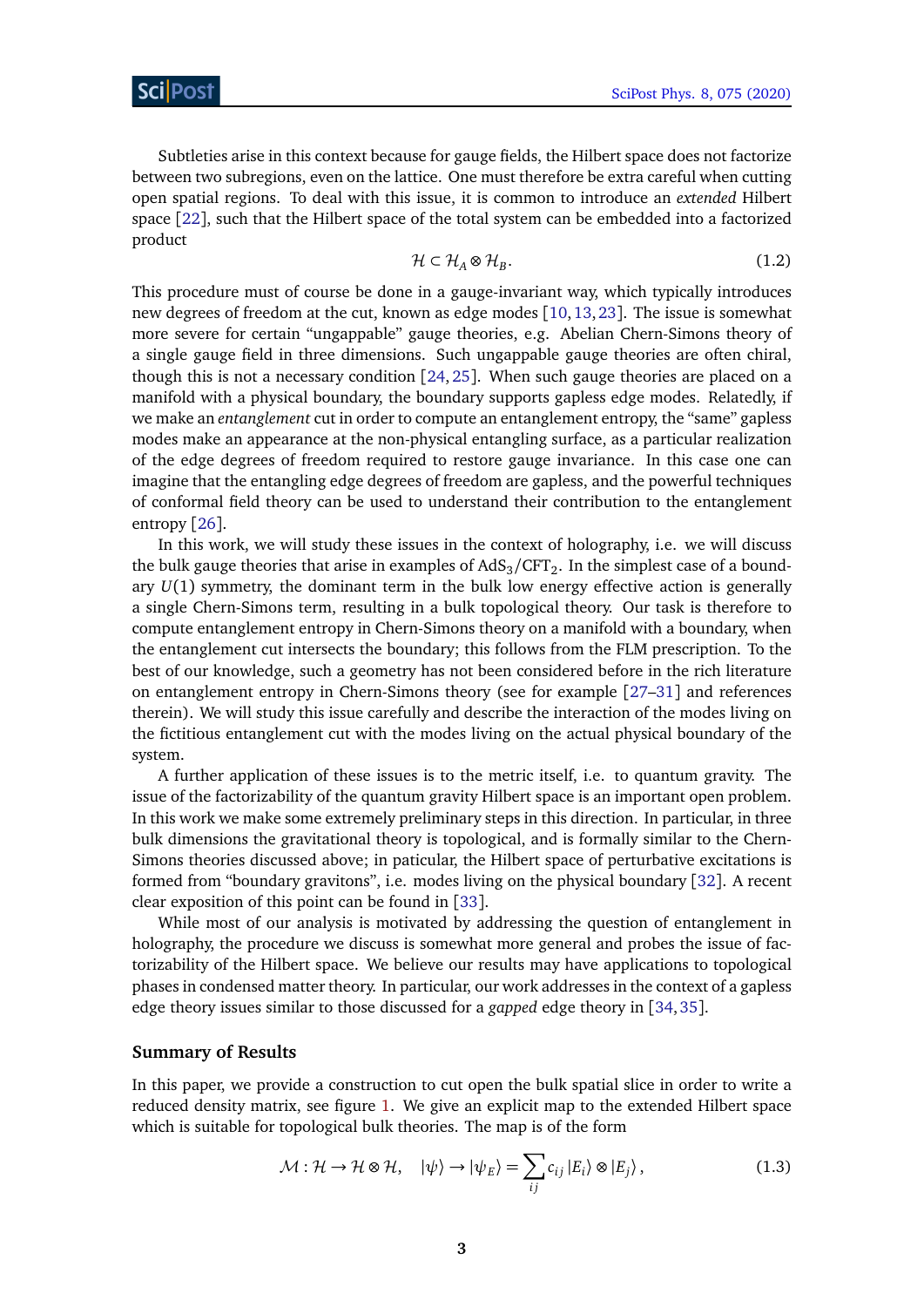Subtleties arise in this context because for gauge fields, the Hilbert space does not factorize between two subregions, even on the lattice. One must therefore be extra careful when cutting open spatial regions. To deal with this issue, it is common to introduce an *extended* Hilbert space [22], such that the Hilbert space of the total system can be embedded into a factorized product

$$\mathcal{H} \subset \mathcal{H}_A \otimes \mathcal{H}_B. \tag{1.2}$$

This procedure must of course be done in a gauge-invariant way, which typically introduces new degrees of freedom at the cut, known as edge modes [10, 13, 23]. The issue is somewhat more severe for certain "ungappable" gauge theories, e.g. Abelian Chern-Simons theory of a single gauge field in three dimensions. Such ungappable gauge theories are often chiral, though this is not a necessary condition [24, 25]. When such gauge theories are placed on a manifold with a physical boundary, the boundary supports gapless edge modes. Relatedly, if we make an *entanglement* cut in order to compute an entanglement entropy, the "same" gapless modes make an appearance at the non-physical entangling surface, as a particular realization of the edge degrees of freedom required to restore gauge invariance. In this case one can imagine that the entangling edge degrees of freedom are gapless, and the powerful techniques of conformal field theory can be used to understand their contribution to the entanglement entropy [26].

In this work, we will study these issues in the context of holography, i.e. we will discuss the bulk gauge theories that arise in examples of AdS$_3$/CFT$_2$. In the simplest case of a boundary $U(1)$ symmetry, the dominant term in the bulk low energy effective action is generally a single Chern-Simons term, resulting in a bulk topological theory. Our task is therefore to compute entanglement entropy in Chern-Simons theory on a manifold with a boundary, when the entanglement cut intersects the boundary; this follows from the FLM prescription. To the best of our knowledge, such a geometry has not been considered before in the rich literature on entanglement entropy in Chern-Simons theory (see for example [27–31] and references therein). We will study this issue carefully and describe the interaction of the modes living on the fictitious entanglement cut with the modes living on the actual physical boundary of the system.

A further application of these issues is to the metric itself, i.e. to quantum gravity. The issue of the factorizability of the quantum gravity Hilbert space is an important open problem. In this work we make some extremely preliminary steps in this direction. In particular, in three bulk dimensions the gravitational theory is topological, and is formally similar to the Chern-Simons theories discussed above; in particular, the Hilbert space of perturbative excitations is formed from "boundary gravitons", i.e. modes living on the physical boundary [32]. A recent clear exposition of this point can be found in [33].

While most of our analysis is motivated by addressing the question of entanglement in holography, the procedure we discuss is somewhat more general and probes the issue of factorizability of the Hilbert space. We believe our results may have applications to topological phases in condensed matter theory. In particular, our work addresses in the context of a gapless edge theory issues similar to those discussed for a *gapped* edge theory in [34, 35].

### Summary of Results

In this paper, we provide a construction to cut open the bulk spatial slice in order to write a reduced density matrix, see figure 1. We give an explicit map to the extended Hilbert space which is suitable for topological bulk theories. The map is of the form

$$\mathcal{M} : \mathcal{H} \to \mathcal{H} \otimes \mathcal{H}, \quad |\psi\rangle \to |\psi_E\rangle = \sum_{ij} c_{ij} |E_i\rangle \otimes |E_j\rangle, \tag{1.3}$$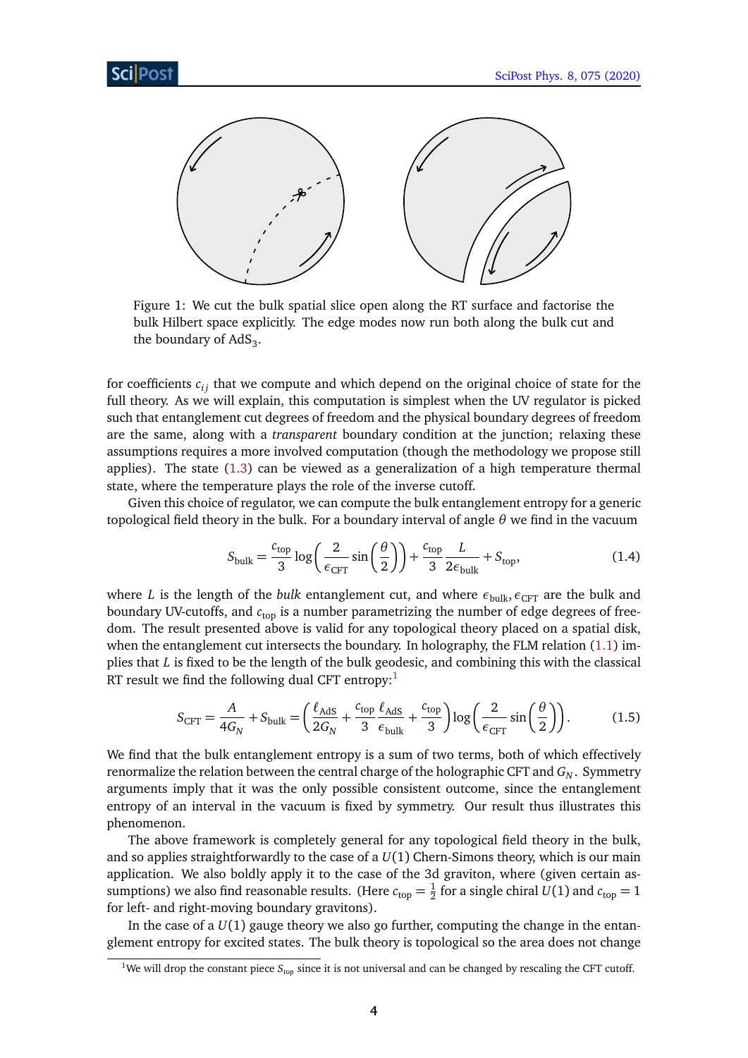Figure 1: We cut the bulk spatial slice open along the RT surface and factorise the bulk Hilbert space explicitly. The edge modes now run both along the bulk cut and the boundary of $\text{AdS}_3$.

for coefficients $c_{ij}$ that we compute and which depend on the original choice of state for the full theory. As we will explain, this computation is simplest when the UV regulator is picked such that entanglement cut degrees of freedom and the physical boundary degrees of freedom are the same, along with a *transparent* boundary condition at the junction; relaxing these assumptions requires a more involved computation (though the methodology we propose still applies). The state (1.3) can be viewed as a generalization of a high temperature thermal state, where the temperature plays the role of the inverse cutoff.

Given this choice of regulator, we can compute the bulk entanglement entropy for a generic topological field theory in the bulk. For a boundary interval of angle $\theta$ we find in the vacuum

$$S_{\text{bulk}} = \frac{c_{\text{top}}}{3} \log\left(\frac{2}{\epsilon_{\text{CFT}}} \sin\left(\frac{\theta}{2}\right)\right) + \frac{c_{\text{top}}}{3} \frac{L}{2\epsilon_{\text{bulk}}} + S_{\text{top}}, \tag{1.4}$$

where $L$ is the length of the *bulk* entanglement cut, and where $\epsilon_{\text{bulk}}, \epsilon_{\text{CFT}}$ are the bulk and boundary UV-cutoffs, and $c_{\text{top}}$ is a number parametrizing the number of edge degrees of freedom. The result presented above is valid for any topological theory placed on a spatial disk, when the entanglement cut intersects the boundary. In holography, the FLM relation (1.1) implies that $L$ is fixed to be the length of the bulk geodesic, and combining this with the classical RT result we find the following dual CFT entropy:[1]

$$S_{\text{CFT}} = \frac{A}{4G_N} + S_{\text{bulk}} = \left(\frac{\ell_{\text{AdS}}}{2G_N} + \frac{c_{\text{top}}}{3}\frac{\ell_{\text{AdS}}}{\epsilon_{\text{bulk}}} + \frac{c_{\text{top}}}{3}\right) \log\left(\frac{2}{\epsilon_{\text{CFT}}} \sin\left(\frac{\theta}{2}\right)\right). \tag{1.5}$$

We find that the bulk entanglement entropy is a sum of two terms, both of which effectively renormalize the relation between the central charge of the holographic CFT and $G_N$. Symmetry arguments imply that it was the only possible consistent outcome, since the entanglement entropy of an interval in the vacuum is fixed by symmetry. Our result thus illustrates this phenomenon.

The above framework is completely general for any topological field theory in the bulk, and so applies straightforwardly to the case of a $U(1)$ Chern-Simons theory, which is our main application. We also boldly apply it to the case of the 3d graviton, where (given certain assumptions) we also find reasonable results. (Here $c_{\text{top}} = \frac{1}{2}$ for a single chiral $U(1)$ and $c_{\text{top}} = 1$ for left- and right-moving boundary gravitons).

In the case of a $U(1)$ gauge theory we also go further, computing the change in the entanglement entropy for excited states. The bulk theory is topological so the area does not change

[1] We will drop the constant piece $S_{\text{top}}$ since it is not universal and can be changed by rescaling the CFT cutoff.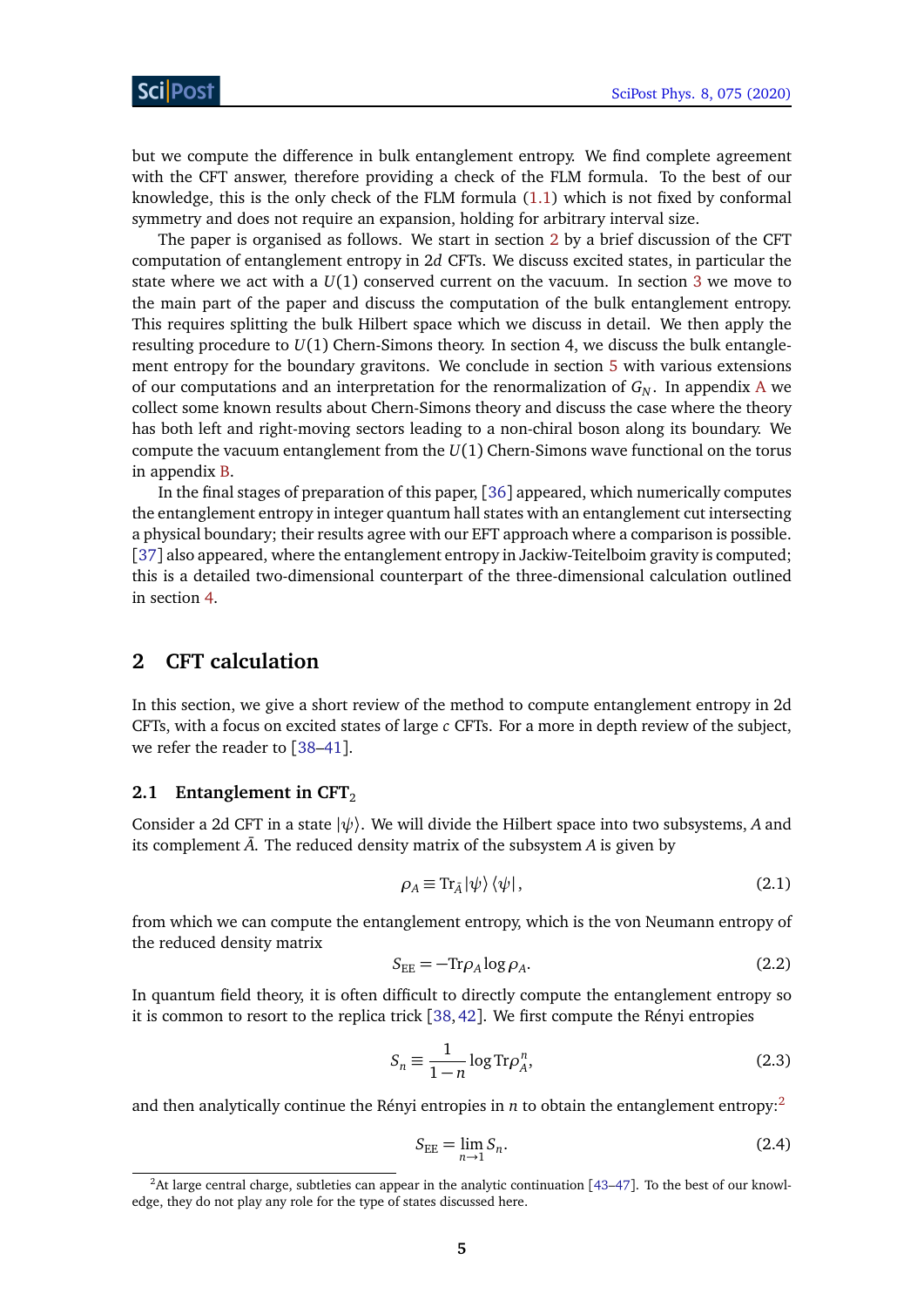but we compute the difference in bulk entanglement entropy. We find complete agreement with the CFT answer, therefore providing a check of the FLM formula. To the best of our knowledge, this is the only check of the FLM formula (1.1) which is not fixed by conformal symmetry and does not require an expansion, holding for arbitrary interval size.

The paper is organised as follows. We start in section 2 by a brief discussion of the CFT computation of entanglement entropy in 2$d$ CFTs. We discuss excited states, in particular the state where we act with a $U(1)$ conserved current on the vacuum. In section 3 we move to the main part of the paper and discuss the computation of the bulk entanglement entropy. This requires splitting the bulk Hilbert space which we discuss in detail. We then apply the resulting procedure to $U(1)$ Chern-Simons theory. In section 4, we discuss the bulk entanglement entropy for the boundary gravitons. We conclude in section 5 with various extensions of our computations and an interpretation for the renormalization of $G_N$. In appendix A we collect some known results about Chern-Simons theory and discuss the case where the theory has both left and right-moving sectors leading to a non-chiral boson along its boundary. We compute the vacuum entanglement from the $U(1)$ Chern-Simons wave functional on the torus in appendix B.

In the final stages of preparation of this paper, [36] appeared, which numerically computes the entanglement entropy in integer quantum hall states with an entanglement cut intersecting a physical boundary; their results agree with our EFT approach where a comparison is possible. [37] also appeared, where the entanglement entropy in Jackiw-Teitelboim gravity is computed; this is a detailed two-dimensional counterpart of the three-dimensional calculation outlined in section 4.

# 2 CFT calculation

In this section, we give a short review of the method to compute entanglement entropy in 2d CFTs, with a focus on excited states of large $c$ CFTs. For a more in depth review of the subject, we refer the reader to [38–41].

## 2.1 Entanglement in CFT$_2$

Consider a 2d CFT in a state $|\psi\rangle$. We will divide the Hilbert space into two subsystems, $A$ and its complement $\bar{A}$. The reduced density matrix of the subsystem $A$ is given by

$$\rho_A \equiv \mathrm{Tr}_{\bar{A}} |\psi\rangle \langle\psi| , \tag{2.1}$$

from which we can compute the entanglement entropy, which is the von Neumann entropy of the reduced density matrix

$$S_{\mathrm{EE}} = -\mathrm{Tr}\rho_A \log \rho_A . \tag{2.2}$$

In quantum field theory, it is often difficult to directly compute the entanglement entropy so it is common to resort to the replica trick [38, 42]. We first compute the Rényi entropies

$$S_n \equiv \frac{1}{1-n} \log \mathrm{Tr}\rho_A^n , \tag{2.3}$$

and then analytically continue the Rényi entropies in $n$ to obtain the entanglement entropy:[2]

$$S_{\mathrm{EE}} = \lim_{n\to 1} S_n . \tag{2.4}$$

[2]At large central charge, subtleties can appear in the analytic continuation [43–47]. To the best of our knowledge, they do not play any role for the type of states discussed here.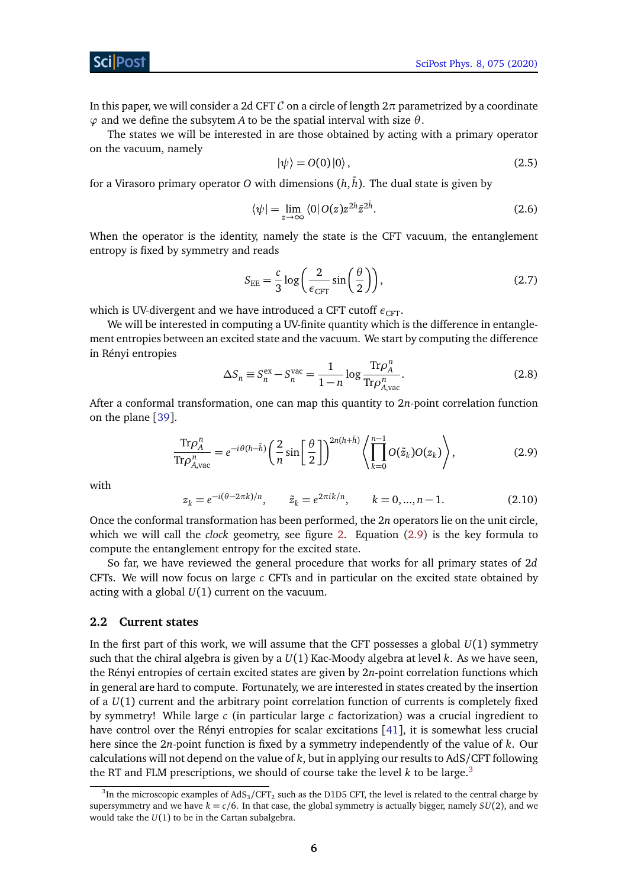In this paper, we will consider a 2d CFT $\mathcal{C}$ on a circle of length $2\pi$ parametrized by a coordinate $\varphi$ and we define the subsystem $A$ to be the spatial interval with size $\theta$.

The states we will be interested in are those obtained by acting with a primary operator on the vacuum, namely

$$|\psi\rangle = O(0)\,|0\rangle\,, \tag{2.5}$$

for a Virasoro primary operator $O$ with dimensions $(h,\bar{h})$. The dual state is given by

$$\langle\psi| = \lim_{z\to\infty} \langle 0|\, O(z) z^{2h}\bar{z}^{2\bar{h}}. \tag{2.6}$$

When the operator is the identity, namely the state is the CFT vacuum, the entanglement entropy is fixed by symmetry and reads

$$S_{\rm EE} = \frac{c}{3}\log\left(\frac{2}{\epsilon_{\rm CFT}}\sin\left(\frac{\theta}{2}\right)\right), \tag{2.7}$$

which is UV-divergent and we have introduced a CFT cutoff $\epsilon_{\rm CFT}$.

We will be interested in computing a UV-finite quantity which is the difference in entanglement entropies between an excited state and the vacuum. We start by computing the difference in Rényi entropies

$$\Delta S_n \equiv S_n^{\rm ex} - S_n^{\rm vac} = \frac{1}{1-n}\log\frac{{\rm Tr}\rho_A^n}{{\rm Tr}\rho_{A,{\rm vac}}^n}. \tag{2.8}$$

After a conformal transformation, one can map this quantity to $2n$-point correlation function on the plane [39].

$$\frac{{\rm Tr}\rho_A^n}{{\rm Tr}\rho_{A,{\rm vac}}^n} = e^{-i\theta(h-\bar{h})}\left(\frac{2}{n}\sin\left[\frac{\theta}{2}\right]\right)^{2n(h+\bar{h})}\left\langle\prod_{k=0}^{n-1} O(\tilde{z}_k)O(z_k)\right\rangle, \tag{2.9}$$

with

$$z_k = e^{-i(\theta-2\pi k)/n}, \qquad \tilde{z}_k = e^{2\pi i k/n}, \qquad k = 0,\ldots,n-1. \tag{2.10}$$

Once the conformal transformation has been performed, the $2n$ operators lie on the unit circle, which we will call the *clock* geometry, see figure 2. Equation (2.9) is the key formula to compute the entanglement entropy for the excited state.

So far, we have reviewed the general procedure that works for all primary states of 2*d* CFTs. We will now focus on large $c$ CFTs and in particular on the excited state obtained by acting with a global $U(1)$ current on the vacuum.

### 2.2 Current states

In the first part of this work, we will assume that the CFT possesses a global $U(1)$ symmetry such that the chiral algebra is given by a $U(1)$ Kac-Moody algebra at level $k$. As we have seen, the Rényi entropies of certain excited states are given by $2n$-point correlation functions which in general are hard to compute. Fortunately, we are interested in states created by the insertion of a $U(1)$ current and the arbitrary point correlation function of currents is completely fixed by symmetry! While large $c$ (in particular large $c$ factorization) was a crucial ingredient to have control over the Rényi entropies for scalar excitations [41], it is somewhat less crucial here since the $2n$-point function is fixed by a symmetry independently of the value of $k$. Our calculations will not depend on the value of $k$, but in applying our results to AdS/CFT following the RT and FLM prescriptions, we should of course take the level $k$ to be large.[3]

[3] In the microscopic examples of AdS$_3$/CFT$_2$ such as the D1D5 CFT, the level is related to the central charge by supersymmetry and we have $k = c/6$. In that case, the global symmetry is actually bigger, namely $SU(2)$, and we would take the $U(1)$ to be in the Cartan subalgebra.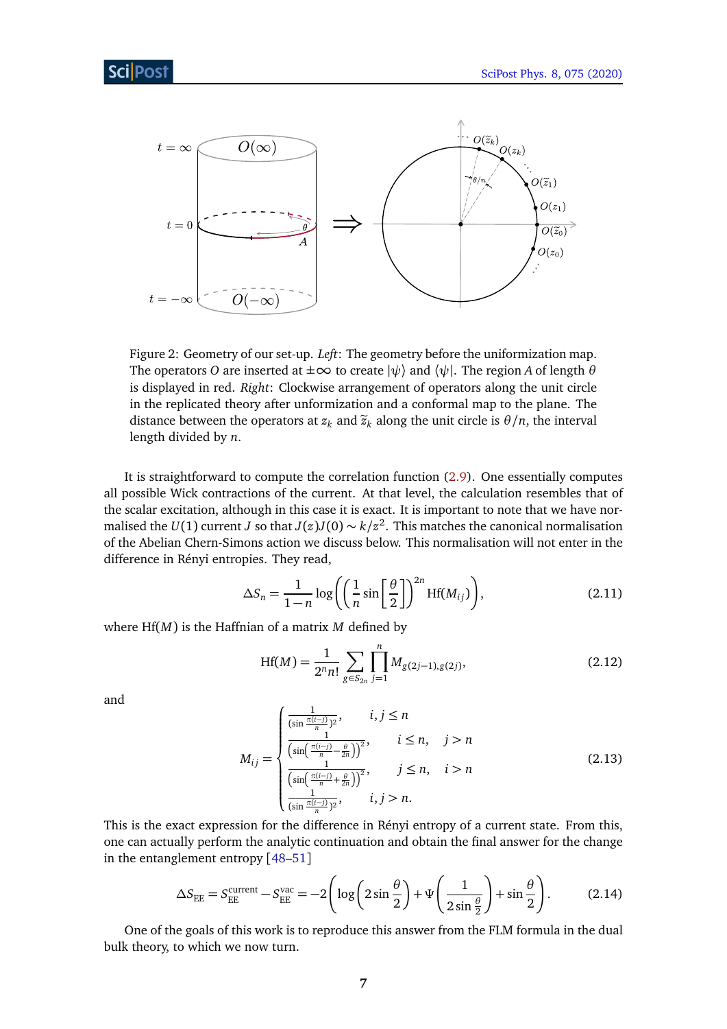Figure 2: Geometry of our set-up. *Left*: The geometry before the uniformization map. The operators $O$ are inserted at $\pm\infty$ to create $|\psi\rangle$ and $\langle\psi|$. The region $A$ of length $\theta$ is displayed in red. *Right*: Clockwise arrangement of operators along the unit circle in the replicated theory after unformization and a conformal map to the plane. The distance between the operators at $z_k$ and $\tilde{z}_k$ along the unit circle is $\theta/n$, the interval length divided by $n$.

It is straightforward to compute the correlation function (2.9). One essentially computes all possible Wick contractions of the current. At that level, the calculation resembles that of the scalar excitation, although in this case it is exact. It is important to note that we have normalised the $U(1)$ current $J$ so that $J(z)J(0) \sim k/z^2$. This matches the canonical normalisation of the Abelian Chern-Simons action we discuss below. This normalisation will not enter in the difference in Rényi entropies. They read,

$$\Delta S_n = \frac{1}{1-n} \log\left( \left( \frac{1}{n} \sin\left[\frac{\theta}{2}\right] \right)^{2n} \mathrm{Hf}(M_{ij}) \right), \tag{2.11}$$

where $\mathrm{Hf}(M)$ is the Haffnian of a matrix $M$ defined by

$$\mathrm{Hf}(M) = \frac{1}{2^n n!} \sum_{g \in S_{2n}} \prod_{j=1}^{n} M_{g(2j-1),g(2j)}, \tag{2.12}$$

and

$$M_{ij} = \begin{cases} \frac{1}{(\sin \frac{\pi(i-j)}{n})^2}, & i,j \leq n \\ \frac{1}{\left(\sin\left(\frac{\pi(i-j)}{n} - \frac{\theta}{2n}\right)\right)^2}, & i \leq n, \quad j > n \\ \frac{1}{\left(\sin\left(\frac{\pi(i-j)}{n} + \frac{\theta}{2n}\right)\right)^2}, & j \leq n, \quad i > n \\ \frac{1}{(\sin \frac{\pi(i-j)}{n})^2}, & i,j > n. \end{cases} \tag{2.13}$$

This is the exact expression for the difference in Rényi entropy of a current state. From this, one can actually perform the analytic continuation and obtain the final answer for the change in the entanglement entropy [48–51]

$$\Delta S_{\mathrm{EE}} = S_{\mathrm{EE}}^{\mathrm{current}} - S_{\mathrm{EE}}^{\mathrm{vac}} = -2\left( \log\left(2 \sin\frac{\theta}{2}\right) + \Psi\left(\frac{1}{2\sin\frac{\theta}{2}}\right) + \sin\frac{\theta}{2} \right). \tag{2.14}$$

One of the goals of this work is to reproduce this answer from the FLM formula in the dual bulk theory, to which we now turn.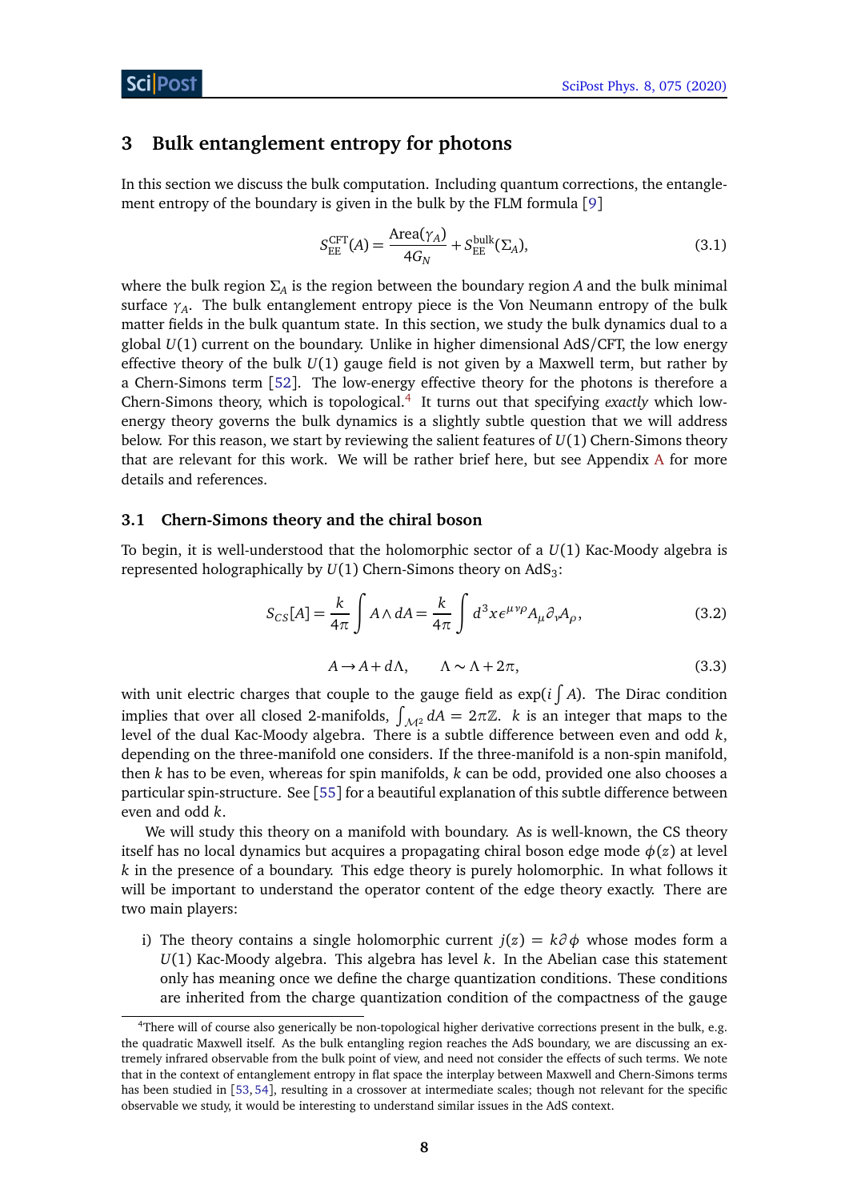## 3 Bulk entanglement entropy for photons

In this section we discuss the bulk computation. Including quantum corrections, the entanglement entropy of the boundary is given in the bulk by the FLM formula [9]

$$S_{\rm EE}^{\rm CFT}(A) = \frac{\text{Area}(\gamma_A)}{4G_N} + S_{\rm EE}^{\rm bulk}(\Sigma_A), \tag{3.1}$$

where the bulk region $\Sigma_A$ is the region between the boundary region $A$ and the bulk minimal surface $\gamma_A$. The bulk entanglement entropy piece is the Von Neumann entropy of the bulk matter fields in the bulk quantum state. In this section, we study the bulk dynamics dual to a global $U(1)$ current on the boundary. Unlike in higher dimensional AdS/CFT, the low energy effective theory of the bulk $U(1)$ gauge field is not given by a Maxwell term, but rather by a Chern-Simons term [52]. The low-energy effective theory for the photons is therefore a Chern-Simons theory, which is topological.[4] It turns out that specifying *exactly* which low-energy theory governs the bulk dynamics is a slightly subtle question that we will address below. For this reason, we start by reviewing the salient features of $U(1)$ Chern-Simons theory that are relevant for this work. We will be rather brief here, but see Appendix A for more details and references.

### 3.1 Chern-Simons theory and the chiral boson

To begin, it is well-understood that the holomorphic sector of a $U(1)$ Kac-Moody algebra is represented holographically by $U(1)$ Chern-Simons theory on AdS$_3$:

$$S_{CS}[A] = \frac{k}{4\pi}\int A\wedge dA = \frac{k}{4\pi}\int d^3x\, \epsilon^{\mu\nu\rho}A_\mu\partial_\nu A_\rho, \tag{3.2}$$

$$A \to A + d\Lambda, \qquad \Lambda \sim \Lambda + 2\pi, \tag{3.3}$$

with unit electric charges that couple to the gauge field as $\exp(i\int A)$. The Dirac condition implies that over all closed 2-manifolds, $\int_{\mathcal{M}^2} dA = 2\pi\mathbb{Z}$. $k$ is an integer that maps to the level of the dual Kac-Moody algebra. There is a subtle difference between even and odd $k$, depending on the three-manifold one considers. If the three-manifold is a non-spin manifold, then $k$ has to be even, whereas for spin manifolds, $k$ can be odd, provided one also chooses a particular spin-structure. See [55] for a beautiful explanation of this subtle difference between even and odd $k$.

We will study this theory on a manifold with boundary. As is well-known, the CS theory itself has no local dynamics but acquires a propagating chiral boson edge mode $\phi(z)$ at level $k$ in the presence of a boundary. This edge theory is purely holomorphic. In what follows it will be important to understand the operator content of the edge theory exactly. There are two main players:

i) The theory contains a single holomorphic current $j(z) = k\partial\phi$ whose modes form a $U(1)$ Kac-Moody algebra. This algebra has level $k$. In the Abelian case this statement only has meaning once we define the charge quantization conditions. These conditions are inherited from the charge quantization condition of the compactness of the gauge

[4] There will of course also generically be non-topological higher derivative corrections present in the bulk, e.g. the quadratic Maxwell itself. As the bulk entangling region reaches the AdS boundary, we are discussing an extremely infrared observable from the bulk point of view, and need not consider the effects of such terms. We note that in the context of entanglement entropy in flat space the interplay between Maxwell and Chern-Simons terms has been studied in [53, 54], resulting in a crossover at intermediate scales; though not relevant for the specific observable we study, it would be interesting to understand similar issues in the AdS context.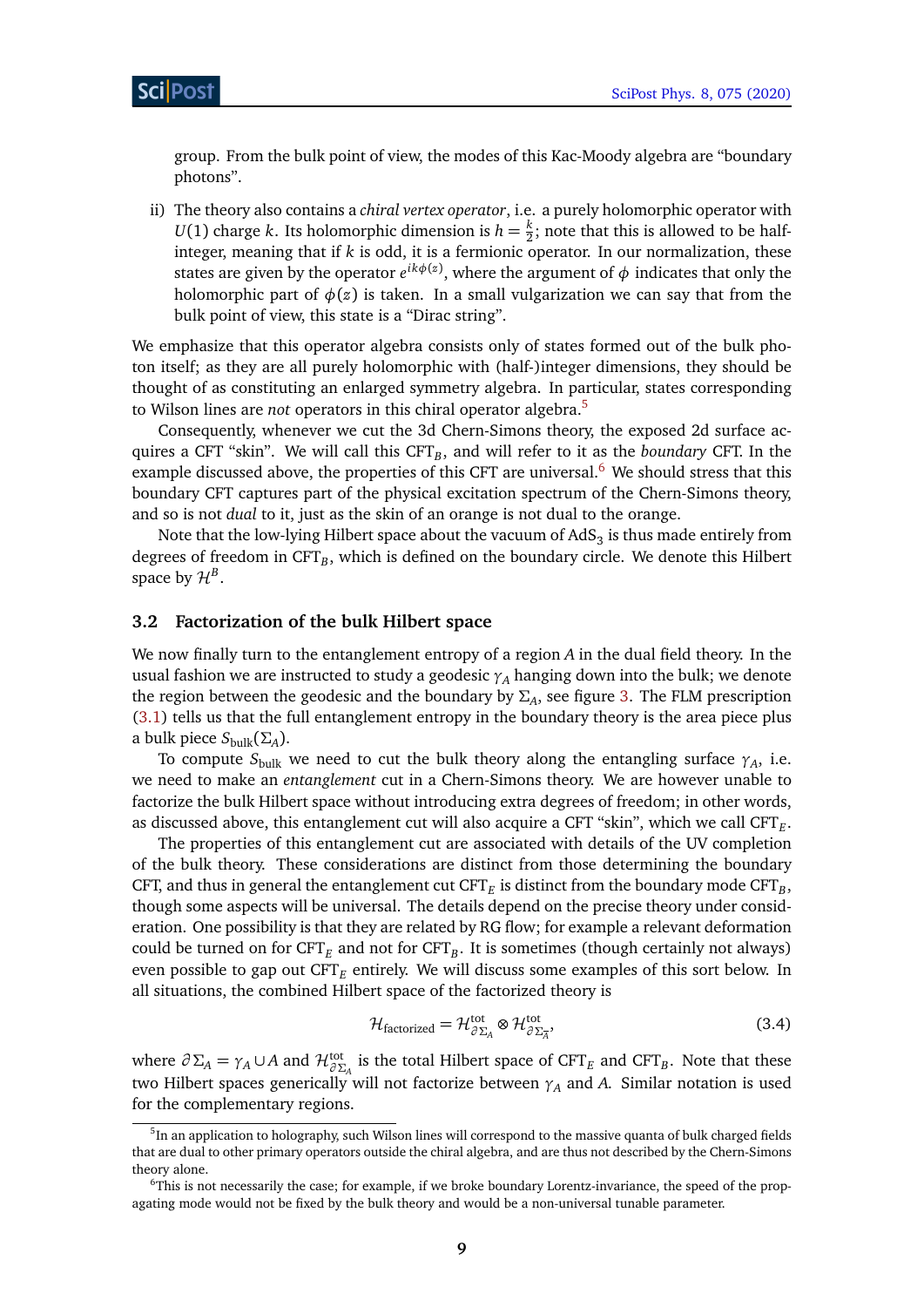group. From the bulk point of view, the modes of this Kac-Moody algebra are "boundary photons".

ii) The theory also contains a *chiral vertex operator*, i.e. a purely holomorphic operator with $U(1)$ charge $k$. Its holomorphic dimension is $h = \frac{k}{2}$; note that this is allowed to be half-integer, meaning that if $k$ is odd, it is a fermionic operator. In our normalization, these states are given by the operator $e^{ik\phi(z)}$, where the argument of $\phi$ indicates that only the holomorphic part of $\phi(z)$ is taken. In a small vulgarization we can say that from the bulk point of view, this state is a "Dirac string".

We emphasize that this operator algebra consists only of states formed out of the bulk photon itself; as they are all purely holomorphic with (half-)integer dimensions, they should be thought of as constituting an enlarged symmetry algebra. In particular, states corresponding to Wilson lines are *not* operators in this chiral operator algebra.[5]

Consequently, whenever we cut the 3d Chern-Simons theory, the exposed 2d surface acquires a CFT "skin". We will call this $\text{CFT}_B$, and will refer to it as the *boundary* CFT. In the example discussed above, the properties of this CFT are universal.[6] We should stress that this boundary CFT captures part of the physical excitation spectrum of the Chern-Simons theory, and so is not *dual* to it, just as the skin of an orange is not dual to the orange.

Note that the low-lying Hilbert space about the vacuum of $\text{AdS}_3$ is thus made entirely from degrees of freedom in $\text{CFT}_B$, which is defined on the boundary circle. We denote this Hilbert space by $\mathcal{H}^B$.

### 3.2 Factorization of the bulk Hilbert space

We now finally turn to the entanglement entropy of a region $A$ in the dual field theory. In the usual fashion we are instructed to study a geodesic $\gamma_A$ hanging down into the bulk; we denote the region between the geodesic and the boundary by $\Sigma_A$, see figure 3. The FLM prescription (3.1) tells us that the full entanglement entropy in the boundary theory is the area piece plus a bulk piece $S_{\text{bulk}}(\Sigma_A)$.

To compute $S_{\text{bulk}}$ we need to cut the bulk theory along the entangling surface $\gamma_A$, i.e. we need to make an *entanglement* cut in a Chern-Simons theory. We are however unable to factorize the bulk Hilbert space without introducing extra degrees of freedom; in other words, as discussed above, this entanglement cut will also acquire a CFT "skin", which we call $\text{CFT}_E$.

The properties of this entanglement cut are associated with details of the UV completion of the bulk theory. These considerations are distinct from those determining the boundary CFT, and thus in general the entanglement cut $\text{CFT}_E$ is distinct from the boundary mode $\text{CFT}_B$, though some aspects will be universal. The details depend on the precise theory under consideration. One possibility is that they are related by RG flow; for example a relevant deformation could be turned on for $\text{CFT}_E$ and not for $\text{CFT}_B$. It is sometimes (though certainly not always) even possible to gap out $\text{CFT}_E$ entirely. We will discuss some examples of this sort below. In all situations, the combined Hilbert space of the factorized theory is

$$\mathcal{H}_{\text{factorized}} = \mathcal{H}^{\text{tot}}_{\partial\Sigma_A} \otimes \mathcal{H}^{\text{tot}}_{\partial\Sigma_{\bar{A}}}, \tag{3.4}$$

where $\partial\Sigma_A = \gamma_A \cup A$ and $\mathcal{H}^{\text{tot}}_{\partial\Sigma_A}$ is the total Hilbert space of $\text{CFT}_E$ and $\text{CFT}_B$. Note that these two Hilbert spaces generically will not factorize between $\gamma_A$ and $A$. Similar notation is used for the complementary regions.

---

[5] In an application to holography, such Wilson lines will correspond to the massive quanta of bulk charged fields that are dual to other primary operators outside the chiral algebra, and are thus not described by the Chern-Simons theory alone.

[6] This is not necessarily the case; for example, if we broke boundary Lorentz-invariance, the speed of the propagating mode would not be fixed by the bulk theory and would be a non-universal tunable parameter.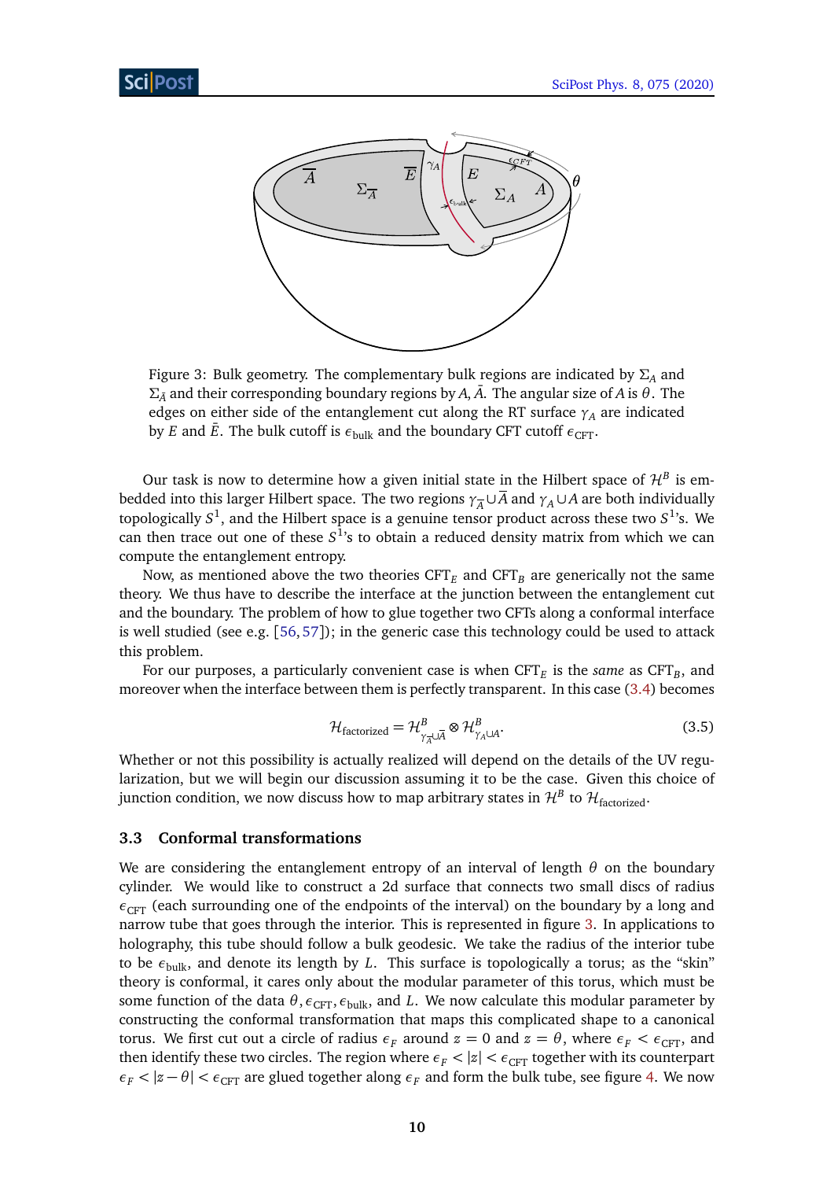Figure 3: Bulk geometry. The complementary bulk regions are indicated by $\Sigma_A$ and $\Sigma_{\bar{A}}$ and their corresponding boundary regions by $A, \bar{A}$. The angular size of $A$ is $\theta$. The edges on either side of the entanglement cut along the RT surface $\gamma_A$ are indicated by $E$ and $\bar{E}$. The bulk cutoff is $\epsilon_{\text{bulk}}$ and the boundary CFT cutoff $\epsilon_{\text{CFT}}$.

Our task is now to determine how a given initial state in the Hilbert space of $\mathcal{H}^B$ is embedded into this larger Hilbert space. The two regions $\gamma_{\bar{A}} \cup \bar{A}$ and $\gamma_A \cup A$ are both individually topologically $S^1$, and the Hilbert space is a genuine tensor product across these two $S^1$'s. We can then trace out one of these $S^1$'s to obtain a reduced density matrix from which we can compute the entanglement entropy.

Now, as mentioned above the two theories $\text{CFT}_E$ and $\text{CFT}_B$ are generically not the same theory. We thus have to describe the interface at the junction between the entanglement cut and the boundary. The problem of how to glue together two CFTs along a conformal interface is well studied (see e.g. [56, 57]); in the generic case this technology could be used to attack this problem.

For our purposes, a particularly convenient case is when $\text{CFT}_E$ is the *same* as $\text{CFT}_B$, and moreover when the interface between them is perfectly transparent. In this case (3.4) becomes

$$\mathcal{H}_{\text{factorized}} = \mathcal{H}^B_{\gamma_{\bar{A}} \cup \bar{A}} \otimes \mathcal{H}^B_{\gamma_A \cup A}. \tag{3.5}$$

Whether or not this possibility is actually realized will depend on the details of the UV regularization, but we will begin our discussion assuming it to be the case. Given this choice of junction condition, we now discuss how to map arbitrary states in $\mathcal{H}^B$ to $\mathcal{H}_{\text{factorized}}$.

### 3.3 Conformal transformations

We are considering the entanglement entropy of an interval of length $\theta$ on the boundary cylinder. We would like to construct a 2d surface that connects two small discs of radius $\epsilon_{\text{CFT}}$ (each surrounding one of the endpoints of the interval) on the boundary by a long and narrow tube that goes through the interior. This is represented in figure 3. In applications to holography, this tube should follow a bulk geodesic. We take the radius of the interior tube to be $\epsilon_{\text{bulk}}$, and denote its length by $L$. This surface is topologically a torus; as the "skin" theory is conformal, it cares only about the modular parameter of this torus, which must be some function of the data $\theta, \epsilon_{\text{CFT}}, \epsilon_{\text{bulk}}$, and $L$. We now calculate this modular parameter by constructing the conformal transformation that maps this complicated shape to a canonical torus. We first cut out a circle of radius $\epsilon_F$ around $z = 0$ and $z = \theta$, where $\epsilon_F < \epsilon_{\text{CFT}}$, and then identify these two circles. The region where $\epsilon_F < |z| < \epsilon_{\text{CFT}}$ together with its counterpart $\epsilon_F < |z - \theta| < \epsilon_{\text{CFT}}$ are glued together along $\epsilon_F$ and form the bulk tube, see figure 4. We now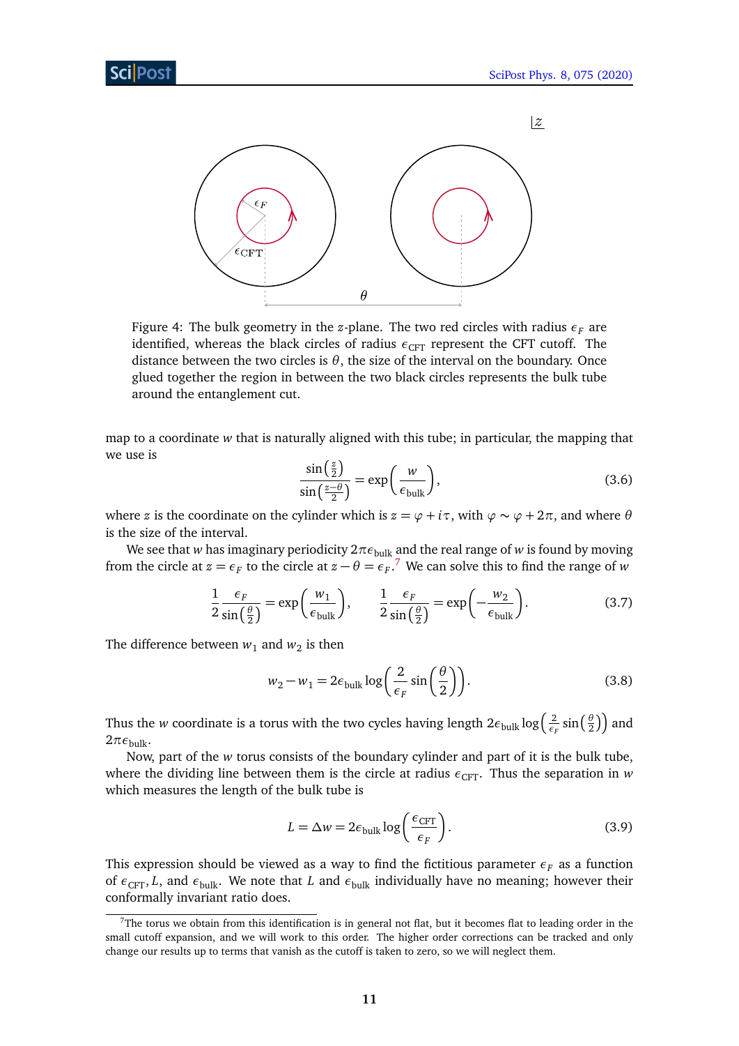Figure 4: The bulk geometry in the $z$-plane. The two red circles with radius $\epsilon_F$ are identified, whereas the black circles of radius $\epsilon_{\text{CFT}}$ represent the CFT cutoff. The distance between the two circles is $\theta$, the size of the interval on the boundary. Once glued together the region in between the two black circles represents the bulk tube around the entanglement cut.

map to a coordinate $w$ that is naturally aligned with this tube; in particular, the mapping that we use is

$$\frac{\sin\left(\frac{z}{2}\right)}{\sin\left(\frac{z-\theta}{2}\right)} = \exp\left(\frac{w}{\epsilon_{\text{bulk}}}\right), \tag{3.6}$$

where $z$ is the coordinate on the cylinder which is $z = \varphi + i\tau$, with $\varphi \sim \varphi + 2\pi$, and where $\theta$ is the size of the interval.

We see that $w$ has imaginary periodicity $2\pi\epsilon_{\text{bulk}}$ and the real range of $w$ is found by moving from the circle at $z = \epsilon_F$ to the circle at $z - \theta = \epsilon_F$.[7] We can solve this to find the range of $w$

$$\frac{1}{2}\frac{\epsilon_F}{\sin\left(\frac{\theta}{2}\right)} = \exp\left(\frac{w_1}{\epsilon_{\text{bulk}}}\right), \qquad \frac{1}{2}\frac{\epsilon_F}{\sin\left(\frac{\theta}{2}\right)} = \exp\left(-\frac{w_2}{\epsilon_{\text{bulk}}}\right). \tag{3.7}$$

The difference between $w_1$ and $w_2$ is then

$$w_2 - w_1 = 2\epsilon_{\text{bulk}} \log\left(\frac{2}{\epsilon_F}\sin\left(\frac{\theta}{2}\right)\right). \tag{3.8}$$

Thus the $w$ coordinate is a torus with the two cycles having length $2\epsilon_{\text{bulk}} \log\left(\frac{2}{\epsilon_F}\sin\left(\frac{\theta}{2}\right)\right)$ and $2\pi\epsilon_{\text{bulk}}$.

Now, part of the $w$ torus consists of the boundary cylinder and part of it is the bulk tube, where the dividing line between them is the circle at radius $\epsilon_{\text{CFT}}$. Thus the separation in $w$ which measures the length of the bulk tube is

$$L = \Delta w = 2\epsilon_{\text{bulk}} \log\left(\frac{\epsilon_{\text{CFT}}}{\epsilon_F}\right). \tag{3.9}$$

This expression should be viewed as a way to find the fictitious parameter $\epsilon_F$ as a function of $\epsilon_{\text{CFT}}, L$, and $\epsilon_{\text{bulk}}$. We note that $L$ and $\epsilon_{\text{bulk}}$ individually have no meaning; however their conformally invariant ratio does.

[7] The torus we obtain from this identification is in general not flat, but it becomes flat to leading order in the small cutoff expansion, and we will work to this order. The higher order corrections can be tracked and only change our results up to terms that vanish as the cutoff is taken to zero, so we will neglect them.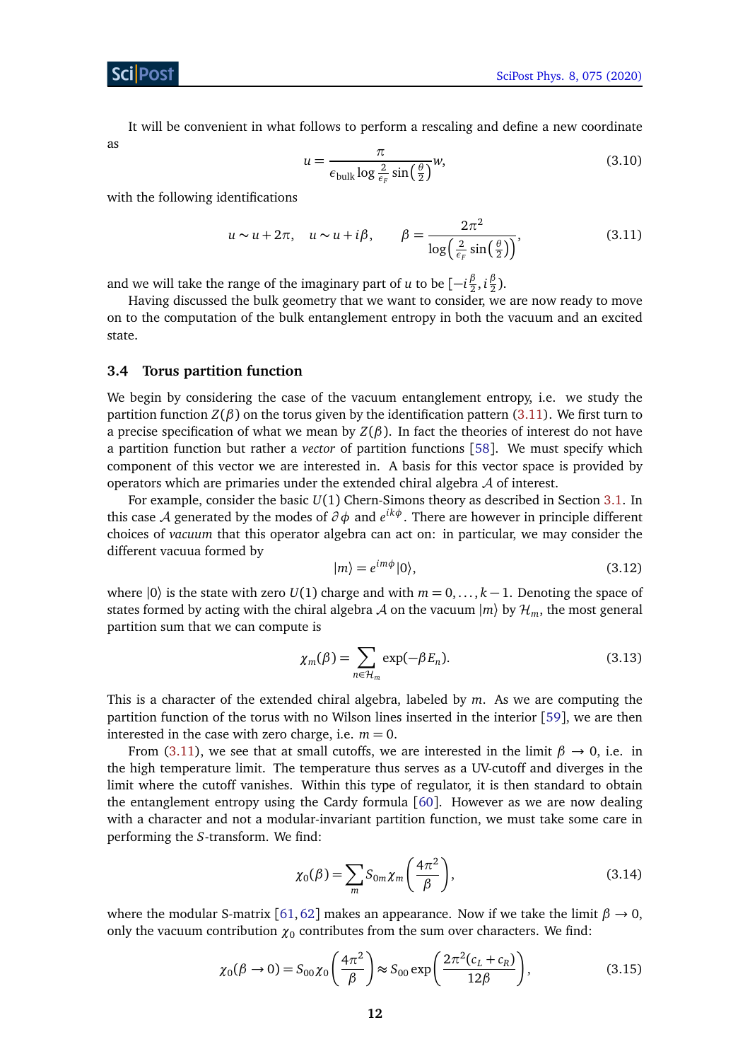It will be convenient in what follows to perform a rescaling and define a new coordinate as

$$u = \frac{\pi}{\epsilon_{\text{bulk}} \log \frac{2}{\epsilon_F} \sin\left(\frac{\theta}{2}\right)} w, \tag{3.10}$$

with the following identifications

$$u \sim u + 2\pi, \quad u \sim u + i\beta, \qquad \beta = \frac{2\pi^2}{\log\left(\frac{2}{\epsilon_F}\sin\left(\frac{\theta}{2}\right)\right)}, \tag{3.11}$$

and we will take the range of the imaginary part of $u$ to be $[-i\frac{\beta}{2}, i\frac{\beta}{2})$.

Having discussed the bulk geometry that we want to consider, we are now ready to move on to the computation of the bulk entanglement entropy in both the vacuum and an excited state.

### 3.4 Torus partition function

We begin by considering the case of the vacuum entanglement entropy, i.e. we study the partition function $Z(\beta)$ on the torus given by the identification pattern (3.11). We first turn to a precise specification of what we mean by $Z(\beta)$. In fact the theories of interest do not have a partition function but rather a *vector* of partition functions [58]. We must specify which component of this vector we are interested in. A basis for this vector space is provided by operators which are primaries under the extended chiral algebra $\mathcal{A}$ of interest.

For example, consider the basic $U(1)$ Chern-Simons theory as described in Section 3.1. In this case $\mathcal{A}$ generated by the modes of $\partial\phi$ and $e^{ik\phi}$. There are however in principle different choices of *vacuum* that this operator algebra can act on: in particular, we may consider the different vacuua formed by

$$|m\rangle = e^{im\phi}|0\rangle, \tag{3.12}$$

where $|0\rangle$ is the state with zero $U(1)$ charge and with $m = 0, \ldots, k-1$. Denoting the space of states formed by acting with the chiral algebra $\mathcal{A}$ on the vacuum $|m\rangle$ by $\mathcal{H}_m$, the most general partition sum that we can compute is

$$\chi_m(\beta) = \sum_{n \in \mathcal{H}_m} \exp(-\beta E_n). \tag{3.13}$$

This is a character of the extended chiral algebra, labeled by $m$. As we are computing the partition function of the torus with no Wilson lines inserted in the interior [59], we are then interested in the case with zero charge, i.e. $m = 0$.

From (3.11), we see that at small cutoffs, we are interested in the limit $\beta \to 0$, i.e. in the high temperature limit. The temperature thus serves as a UV-cutoff and diverges in the limit where the cutoff vanishes. Within this type of regulator, it is then standard to obtain the entanglement entropy using the Cardy formula [60]. However as we are now dealing with a character and not a modular-invariant partition function, we must take some care in performing the $S$-transform. We find:

$$\chi_0(\beta) = \sum_m S_{0m} \chi_m\left(\frac{4\pi^2}{\beta}\right), \tag{3.14}$$

where the modular S-matrix [61, 62] makes an appearance. Now if we take the limit $\beta \to 0$, only the vacuum contribution $\chi_0$ contributes from the sum over characters. We find:

$$\chi_0(\beta \to 0) = S_{00}\chi_0\left(\frac{4\pi^2}{\beta}\right) \approx S_{00} \exp\left(\frac{2\pi^2(c_L + c_R)}{12\beta}\right), \tag{3.15}$$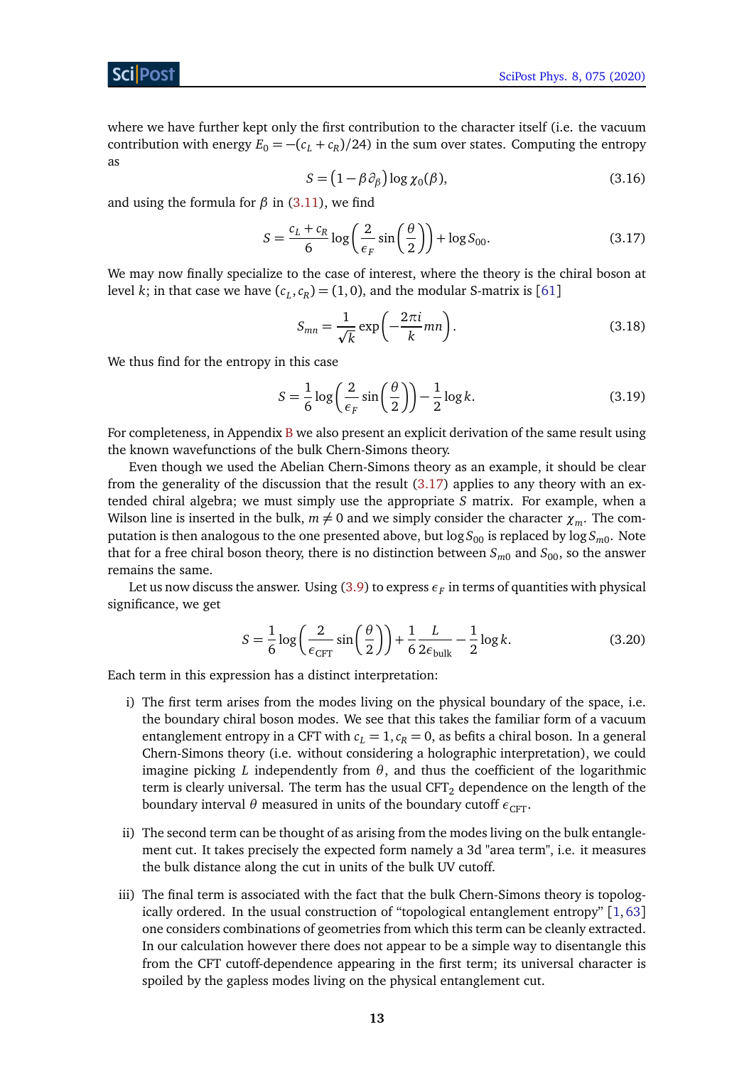where we have further kept only the first contribution to the character itself (i.e. the vacuum contribution with energy $E_0 = -(c_L + c_R)/24$) in the sum over states. Computing the entropy as

$$S = \left(1 - \beta \partial_\beta\right) \log \chi_0(\beta), \tag{3.16}$$

and using the formula for $\beta$ in (3.11), we find

$$S = \frac{c_L + c_R}{6} \log\left(\frac{2}{\epsilon_F} \sin\left(\frac{\theta}{2}\right)\right) + \log S_{00}. \tag{3.17}$$

We may now finally specialize to the case of interest, where the theory is the chiral boson at level $k$; in that case we have $(c_L, c_R) = (1, 0)$, and the modular S-matrix is [61]

$$S_{mn} = \frac{1}{\sqrt{k}} \exp\left(-\frac{2\pi i}{k} mn\right). \tag{3.18}$$

We thus find for the entropy in this case

$$S = \frac{1}{6} \log\left(\frac{2}{\epsilon_F} \sin\left(\frac{\theta}{2}\right)\right) - \frac{1}{2} \log k. \tag{3.19}$$

For completeness, in Appendix B we also present an explicit derivation of the same result using the known wavefunctions of the bulk Chern-Simons theory.

Even though we used the Abelian Chern-Simons theory as an example, it should be clear from the generality of the discussion that the result (3.17) applies to any theory with an extended chiral algebra; we must simply use the appropriate $S$ matrix. For example, when a Wilson line is inserted in the bulk, $m \neq 0$ and we simply consider the character $\chi_m$. The computation is then analogous to the one presented above, but $\log S_{00}$ is replaced by $\log S_{m0}$. Note that for a free chiral boson theory, there is no distinction between $S_{m0}$ and $S_{00}$, so the answer remains the same.

Let us now discuss the answer. Using (3.9) to express $\epsilon_F$ in terms of quantities with physical significance, we get

$$S = \frac{1}{6} \log\left(\frac{2}{\epsilon_{\text{CFT}}} \sin\left(\frac{\theta}{2}\right)\right) + \frac{1}{6} \frac{L}{2\epsilon_{\text{bulk}}} - \frac{1}{2} \log k. \tag{3.20}$$

Each term in this expression has a distinct interpretation:

i) The first term arises from the modes living on the physical boundary of the space, i.e. the boundary chiral boson modes. We see that this takes the familiar form of a vacuum entanglement entropy in a CFT with $c_L = 1, c_R = 0$, as befits a chiral boson. In a general Chern-Simons theory (i.e. without considering a holographic interpretation), we could imagine picking $L$ independently from $\theta$, and thus the coefficient of the logarithmic term is clearly universal. The term has the usual CFT$_2$ dependence on the length of the boundary interval $\theta$ measured in units of the boundary cutoff $\epsilon_{\text{CFT}}$.

ii) The second term can be thought of as arising from the modes living on the bulk entanglement cut. It takes precisely the expected form namely a 3d "area term", i.e. it measures the bulk distance along the cut in units of the bulk UV cutoff.

iii) The final term is associated with the fact that the bulk Chern-Simons theory is topologically ordered. In the usual construction of "topological entanglement entropy" [1, 63] one considers combinations of geometries from which this term can be cleanly extracted. In our calculation however there does not appear to be a simple way to disentangle this from the CFT cutoff-dependence appearing in the first term; its universal character is spoiled by the gapless modes living on the physical entanglement cut.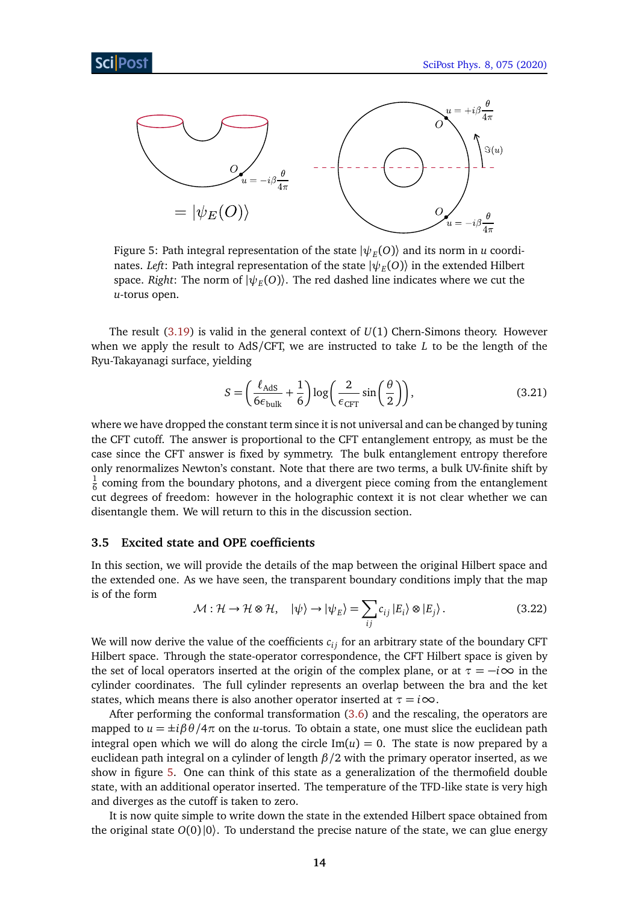Figure 5: Path integral representation of the state $|\psi_E(O)\rangle$ and its norm in $u$ coordinates. *Left*: Path integral representation of the state $|\psi_E(O)\rangle$ in the extended Hilbert space. *Right*: The norm of $|\psi_E(O)\rangle$. The red dashed line indicates where we cut the $u$-torus open.

The result (3.19) is valid in the general context of $U(1)$ Chern-Simons theory. However when we apply the result to AdS/CFT, we are instructed to take $L$ to be the length of the Ryu-Takayanagi surface, yielding

$$S = \left(\frac{\ell_{\text{AdS}}}{6\epsilon_{\text{bulk}}} + \frac{1}{6}\right) \log\left(\frac{2}{\epsilon_{\text{CFT}}} \sin\left(\frac{\theta}{2}\right)\right), \tag{3.21}$$

where we have dropped the constant term since it is not universal and can be changed by tuning the CFT cutoff. The answer is proportional to the CFT entanglement entropy, as must be the case since the CFT answer is fixed by symmetry. The bulk entanglement entropy therefore only renormalizes Newton's constant. Note that there are two terms, a bulk UV-finite shift by $\frac{1}{6}$ coming from the boundary photons, and a divergent piece coming from the entanglement cut degrees of freedom: however in the holographic context it is not clear whether we can disentangle them. We will return to this in the discussion section.

### 3.5 Excited state and OPE coefficients

In this section, we will provide the details of the map between the original Hilbert space and the extended one. As we have seen, the transparent boundary conditions imply that the map is of the form

$$\mathcal{M} : \mathcal{H} \to \mathcal{H} \otimes \mathcal{H}, \quad |\psi\rangle \to |\psi_E\rangle = \sum_{ij} c_{ij} |E_i\rangle \otimes |E_j\rangle . \tag{3.22}$$

We will now derive the value of the coefficients $c_{ij}$ for an arbitrary state of the boundary CFT Hilbert space. Through the state-operator correspondence, the CFT Hilbert space is given by the set of local operators inserted at the origin of the complex plane, or at $\tau = -i\infty$ in the cylinder coordinates. The full cylinder represents an overlap between the bra and the ket states, which means there is also another operator inserted at $\tau = i\infty$.

After performing the conformal transformation (3.6) and the rescaling, the operators are mapped to $u = \pm i\beta\theta/4\pi$ on the $u$-torus. To obtain a state, one must slice the euclidean path integral open which we will do along the circle $\text{Im}(u) = 0$. The state is now prepared by a euclidean path integral on a cylinder of length $\beta/2$ with the primary operator inserted, as we show in figure 5. One can think of this state as a generalization of the thermofield double state, with an additional operator inserted. The temperature of the TFD-like state is very high and diverges as the cutoff is taken to zero.

It is now quite simple to write down the state in the extended Hilbert space obtained from the original state $O(0)|0\rangle$. To understand the precise nature of the state, we can glue energy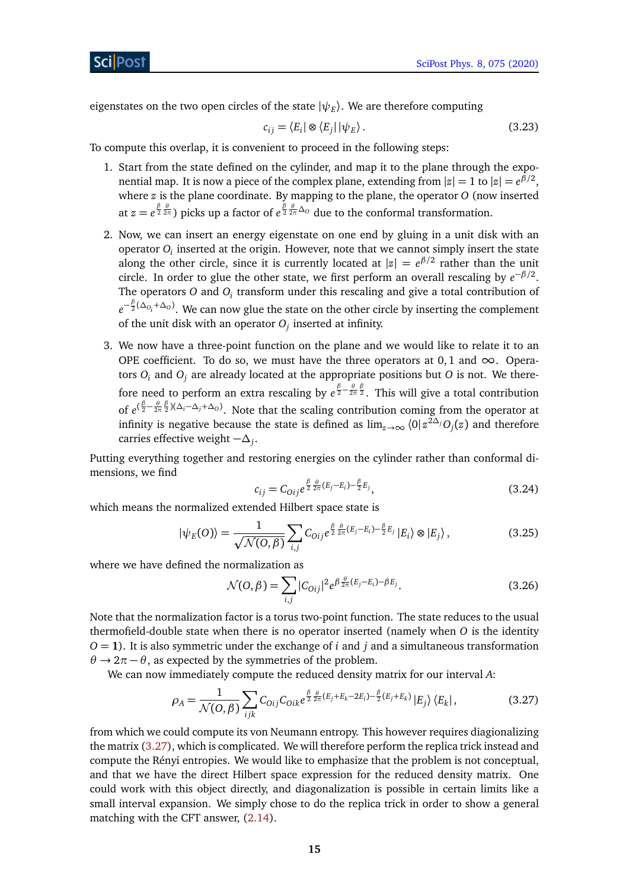eigenstates on the two open circles of the state $|\psi_E\rangle$. We are therefore computing

$$c_{ij} = \langle E_i| \otimes \langle E_j| \, |\psi_E\rangle \,. \tag{3.23}$$

To compute this overlap, it is convenient to proceed in the following steps:

1. Start from the state defined on the cylinder, and map it to the plane through the exponential map. It is now a piece of the complex plane, extending from $|z| = 1$ to $|z| = e^{\beta/2}$, where $z$ is the plane coordinate. By mapping to the plane, the operator $O$ (now inserted at $z = e^{\frac{\beta}{2}\frac{\theta}{2\pi}}$) picks up a factor of $e^{\frac{\beta}{2}\frac{\theta}{2\pi}\Delta_O}$ due to the conformal transformation.

2. Now, we can insert an energy eigenstate on one end by gluing in a unit disk with an operator $O_i$ inserted at the origin. However, note that we cannot simply insert the state along the other circle, since it is currently located at $|z| = e^{\beta/2}$ rather than the unit circle. In order to glue the other state, we first perform an overall rescaling by $e^{-\beta/2}$. The operators $O$ and $O_i$ transform under this rescaling and give a total contribution of $e^{-\frac{\beta}{2}(\Delta_{O_i}+\Delta_O)}$. We can now glue the state on the other circle by inserting the complement of the unit disk with an operator $O_j$ inserted at infinity.

3. We now have a three-point function on the plane and we would like to relate it to an OPE coefficient. To do so, we must have the three operators at $0, 1$ and $\infty$. Operators $O_i$ and $O_j$ are already located at the appropriate positions but $O$ is not. We therefore need to perform an extra rescaling by $e^{\frac{\beta}{2}-\frac{\theta}{2\pi}\frac{\beta}{2}}$. This will give a total contribution of $e^{(\frac{\beta}{2}-\frac{\theta}{2\pi}\frac{\beta}{2})(\Delta_i-\Delta_j+\Delta_O)}$. Note that the scaling contribution coming from the operator at infinity is negative because the state is defined as $\lim_{z\to\infty}\langle 0| z^{2\Delta_j} O_j(z)$ and therefore carries effective weight $-\Delta_j$.

Putting everything together and restoring energies on the cylinder rather than conformal dimensions, we find

$$c_{ij} = C_{Oij}\, e^{\frac{\beta}{2}\frac{\theta}{2\pi}(E_j-E_i)-\frac{\beta}{2}E_j}, \tag{3.24}$$

which means the normalized extended Hilbert space state is

$$|\psi_E(O)\rangle = \frac{1}{\sqrt{\mathcal{N}(O,\beta)}} \sum_{i,j} C_{Oij}\, e^{\frac{\beta}{2}\frac{\theta}{2\pi}(E_j-E_i)-\frac{\beta}{2}E_j} \, |E_i\rangle \otimes |E_j\rangle \,, \tag{3.25}$$

where we have defined the normalization as

$$\mathcal{N}(O,\beta) = \sum_{i,j} |C_{Oij}|^2 e^{\beta\frac{\theta}{2\pi}(E_j-E_i)-\beta E_j}. \tag{3.26}$$

Note that the normalization factor is a torus two-point function. The state reduces to the usual thermofield-double state when there is no operator inserted (namely when $O$ is the identity $O = \mathbf{1}$). It is also symmetric under the exchange of $i$ and $j$ and a simultaneous transformation $\theta \to 2\pi - \theta$, as expected by the symmetries of the problem.

We can now immediately compute the reduced density matrix for our interval $A$:

$$\rho_A = \frac{1}{\mathcal{N}(O,\beta)} \sum_{ijk} C_{Oij} C_{Oik}\, e^{\frac{\beta}{2}\frac{\theta}{2\pi}(E_j+E_k-2E_i)-\frac{\beta}{2}(E_j+E_k)} \, |E_j\rangle \langle E_k| \,, \tag{3.27}$$

from which we could compute its von Neumann entropy. This however requires diagionalizing the matrix (3.27), which is complicated. We will therefore perform the replica trick instead and compute the Rényi entropies. We would like to emphasize that the problem is not conceptual, and that we have the direct Hilbert space expression for the reduced density matrix. One could work with this object directly, and diagonalization is possible in certain limits like a small interval expansion. We simply chose to do the replica trick in order to show a general matching with the CFT answer, (2.14).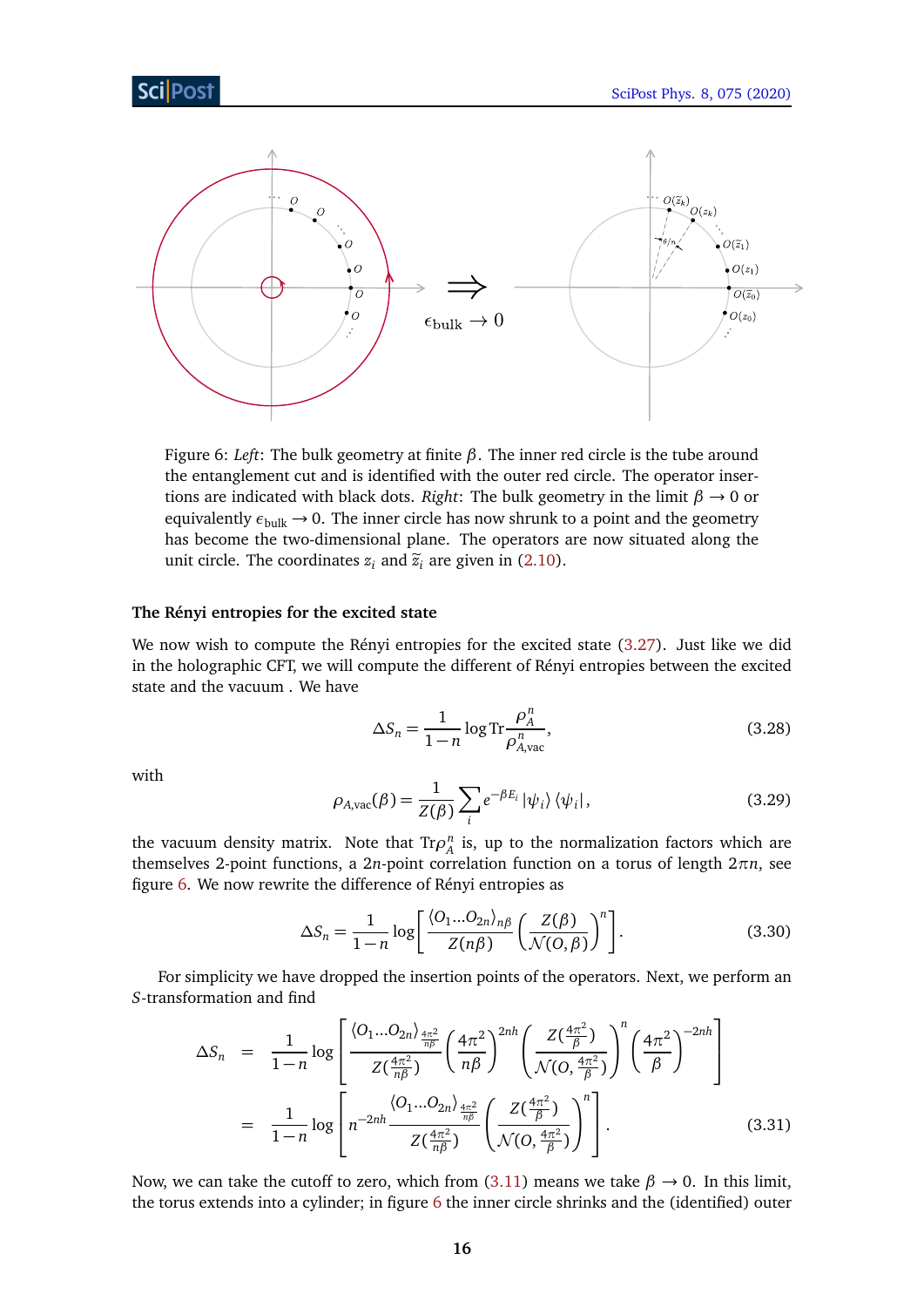Figure 6: *Left*: The bulk geometry at finite $\beta$. The inner red circle is the tube around the entanglement cut and is identified with the outer red circle. The operator insertions are indicated with black dots. *Right*: The bulk geometry in the limit $\beta \to 0$ or equivalently $\epsilon_{\text{bulk}} \to 0$. The inner circle has now shrunk to a point and the geometry has become the two-dimensional plane. The operators are now situated along the unit circle. The coordinates $z_i$ and $\tilde{z}_i$ are given in (2.10).

#### The Rényi entropies for the excited state

We now wish to compute the Rényi entropies for the excited state (3.27). Just like we did in the holographic CFT, we will compute the different of Rényi entropies between the excited state and the vacuum . We have

$$\Delta S_n = \frac{1}{1-n} \log \text{Tr} \frac{\rho_A^n}{\rho_{A,\text{vac}}^n}, \tag{3.28}$$

with

$$\rho_{A,\text{vac}}(\beta) = \frac{1}{Z(\beta)} \sum_i e^{-\beta E_i} |\psi_i\rangle \langle \psi_i|, \tag{3.29}$$

the vacuum density matrix. Note that $\text{Tr}\rho_A^n$ is, up to the normalization factors which are themselves 2-point functions, a $2n$-point correlation function on a torus of length $2\pi n$, see figure 6. We now rewrite the difference of Rényi entropies as

$$\Delta S_n = \frac{1}{1-n} \log \left[ \frac{\langle O_1 \ldots O_{2n} \rangle_{n\beta}}{Z(n\beta)} \left( \frac{Z(\beta)}{\mathcal{N}(O,\beta)} \right)^n \right]. \tag{3.30}$$

For simplicity we have dropped the insertion points of the operators. Next, we perform an $S$-transformation and find

$$\begin{aligned}
\Delta S_n &= \frac{1}{1-n} \log \left[ \frac{\langle O_1 \ldots O_{2n} \rangle_{\frac{4\pi^2}{n\beta}}}{Z(\frac{4\pi^2}{n\beta})} \left( \frac{4\pi^2}{n\beta} \right)^{2nh} \left( \frac{Z(\frac{4\pi^2}{\beta})}{\mathcal{N}(O,\frac{4\pi^2}{\beta})} \right)^n \left( \frac{4\pi^2}{\beta} \right)^{-2nh} \right] \\
&= \frac{1}{1-n} \log \left[ n^{-2nh} \frac{\langle O_1 \ldots O_{2n} \rangle_{\frac{4\pi^2}{n\beta}}}{Z(\frac{4\pi^2}{n\beta})} \left( \frac{Z(\frac{4\pi^2}{\beta})}{\mathcal{N}(O,\frac{4\pi^2}{\beta})} \right)^n \right].
\end{aligned} \tag{3.31}$$

Now, we can take the cutoff to zero, which from (3.11) means we take $\beta \to 0$. In this limit, the torus extends into a cylinder; in figure 6 the inner circle shrinks and the (identified) outer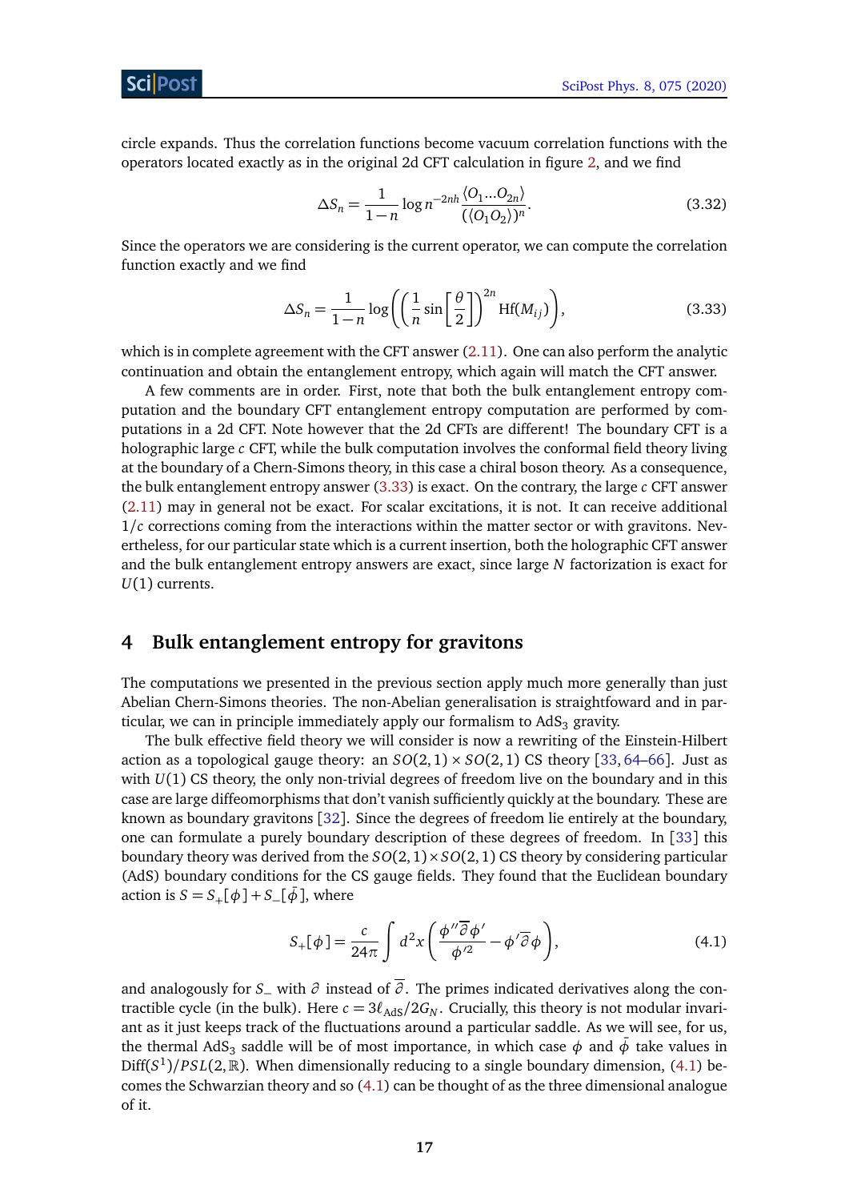circle expands. Thus the correlation functions become vacuum correlation functions with the operators located exactly as in the original 2d CFT calculation in figure 2, and we find

$$\Delta S_n = \frac{1}{1-n} \log n^{-2nh} \frac{\langle O_1 ... O_{2n} \rangle}{(\langle O_1 O_2 \rangle)^n}. \tag{3.32}$$

Since the operators we are considering is the current operator, we can compute the correlation function exactly and we find

$$\Delta S_n = \frac{1}{1-n} \log \left( \left( \frac{1}{n} \sin \left[ \frac{\theta}{2} \right] \right)^{2n} \mathrm{Hf}(M_{ij}) \right), \tag{3.33}$$

which is in complete agreement with the CFT answer (2.11). One can also perform the analytic continuation and obtain the entanglement entropy, which again will match the CFT answer.

A few comments are in order. First, note that both the bulk entanglement entropy computation and the boundary CFT entanglement entropy computation are performed by computations in a 2d CFT. Note however that the 2d CFTs are different! The boundary CFT is a holographic large $c$ CFT, while the bulk computation involves the conformal field theory living at the boundary of a Chern-Simons theory, in this case a chiral boson theory. As a consequence, the bulk entanglement entropy answer (3.33) is exact. On the contrary, the large $c$ CFT answer (2.11) may in general not be exact. For scalar excitations, it is not. It can receive additional $1/c$ corrections coming from the interactions within the matter sector or with gravitons. Nevertheless, for our particular state which is a current insertion, both the holographic CFT answer and the bulk entanglement entropy answers are exact, since large $N$ factorization is exact for $U(1)$ currents.

## 4 Bulk entanglement entropy for gravitons

The computations we presented in the previous section apply much more generally than just Abelian Chern-Simons theories. The non-Abelian generalisation is straightfoward and in particular, we can in principle immediately apply our formalism to AdS$_3$ gravity.

The bulk effective field theory we will consider is now a rewriting of the Einstein-Hilbert action as a topological gauge theory: an $SO(2,1) \times SO(2,1)$ CS theory [33, 64–66]. Just as with $U(1)$ CS theory, the only non-trivial degrees of freedom live on the boundary and in this case are large diffeomorphisms that don't vanish sufficiently quickly at the boundary. These are known as boundary gravitons [32]. Since the degrees of freedom lie entirely at the boundary, one can formulate a purely boundary description of these degrees of freedom. In [33] this boundary theory was derived from the $SO(2,1) \times SO(2,1)$ CS theory by considering particular (AdS) boundary conditions for the CS gauge fields. They found that the Euclidean boundary action is $S = S_+[\phi] + S_-[\bar{\phi}]$, where

$$S_+[\phi] = \frac{c}{24\pi} \int d^2x \left( \frac{\phi'' \bar{\partial} \phi'}{\phi'^2} - \phi' \bar{\partial} \phi \right), \tag{4.1}$$

and analogously for $S_-$ with $\partial$ instead of $\bar{\partial}$. The primes indicated derivatives along the contractible cycle (in the bulk). Here $c = 3\ell_{\text{AdS}}/2G_N$. Crucially, this theory is not modular invariant as it just keeps track of the fluctuations around a particular saddle. As we will see, for us, the thermal AdS$_3$ saddle will be of most importance, in which case $\phi$ and $\bar{\phi}$ take values in $\text{Diff}(S^1)/PSL(2,\mathbb{R})$. When dimensionally reducing to a single boundary dimension, (4.1) becomes the Schwarzian theory and so (4.1) can be thought of as the three dimensional analogue of it.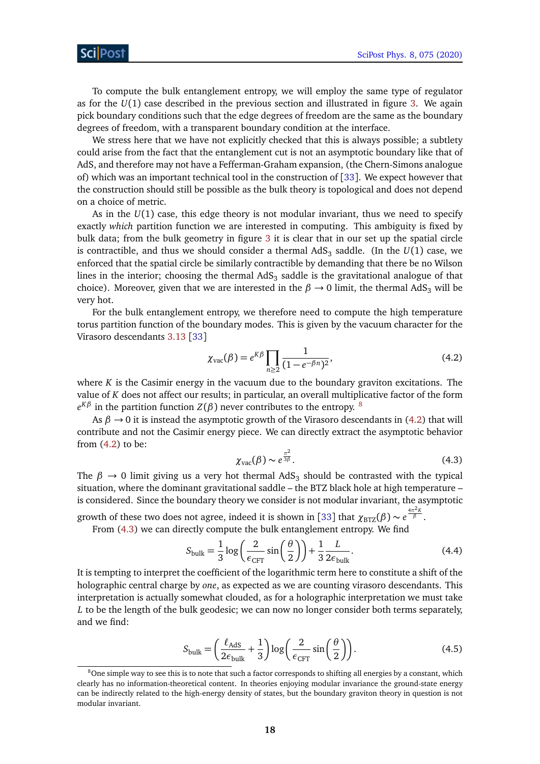To compute the bulk entanglement entropy, we will employ the same type of regulator as for the $U(1)$ case described in the previous section and illustrated in figure 3. We again pick boundary conditions such that the edge degrees of freedom are the same as the boundary degrees of freedom, with a transparent boundary condition at the interface.

We stress here that we have not explicitly checked that this is always possible; a subtlety could arise from the fact that the entanglement cut is not an asymptotic boundary like that of AdS, and therefore may not have a Fefferman-Graham expansion, (the Chern-Simons analogue of) which was an important technical tool in the construction of [33]. We expect however that the construction should still be possible as the bulk theory is topological and does not depend on a choice of metric.

As in the $U(1)$ case, this edge theory is not modular invariant, thus we need to specify exactly *which* partition function we are interested in computing. This ambiguity is fixed by bulk data; from the bulk geometry in figure 3 it is clear that in our set up the spatial circle is contractible, and thus we should consider a thermal $\text{AdS}_3$ saddle. (In the $U(1)$ case, we enforced that the spatial circle be similarly contractible by demanding that there be no Wilson lines in the interior; choosing the thermal $\text{AdS}_3$ saddle is the gravitational analogue of that choice). Moreover, given that we are interested in the $\beta \to 0$ limit, the thermal $\text{AdS}_3$ will be very hot.

For the bulk entanglement entropy, we therefore need to compute the high temperature torus partition function of the boundary modes. This is given by the vacuum character for the Virasoro descendants 3.13 [33]

$$\chi_{\text{vac}}(\beta) = e^{K\beta} \prod_{n\geq 2} \frac{1}{(1-e^{-\beta n})^2}, \tag{4.2}$$

where $K$ is the Casimir energy in the vacuum due to the boundary graviton excitations. The value of $K$ does not affect our results; in particular, an overall multiplicative factor of the form $e^{K\beta}$ in the partition function $Z(\beta)$ never contributes to the entropy. [8]

As $\beta \to 0$ it is instead the asymptotic growth of the Virasoro descendants in (4.2) that will contribute and not the Casimir energy piece. We can directly extract the asymptotic behavior from (4.2) to be:

$$\chi_{\text{vac}}(\beta) \sim e^{\frac{\pi^2}{3\beta}}. \tag{4.3}$$

The $\beta \to 0$ limit giving us a very hot thermal $\text{AdS}_3$ should be contrasted with the typical situation, where the dominant gravitational saddle – the BTZ black hole at high temperature – is considered. Since the boundary theory we consider is not modular invariant, the asymptotic growth of these two does not agree, indeed it is shown in [33] that $\chi_{\text{BTZ}}(\beta) \sim e^{\frac{4\pi^2 K}{\beta}}$.

From (4.3) we can directly compute the bulk entanglement entropy. We find

$$S_{\text{bulk}} = \frac{1}{3}\log\left(\frac{2}{\epsilon_{\text{CFT}}}\sin\left(\frac{\theta}{2}\right)\right) + \frac{1}{3}\frac{L}{2\epsilon_{\text{bulk}}}. \tag{4.4}$$

It is tempting to interpret the coefficient of the logarithmic term here to constitute a shift of the holographic central charge by *one*, as expected as we are counting virasoro descendants. This interpretation is actually somewhat clouded, as for a holographic interpretation we must take $L$ to be the length of the bulk geodesic; we can now no longer consider both terms separately, and we find:

$$S_{\text{bulk}} = \left(\frac{\ell_{\text{AdS}}}{2\epsilon_{\text{bulk}}} + \frac{1}{3}\right)\log\left(\frac{2}{\epsilon_{\text{CFT}}}\sin\left(\frac{\theta}{2}\right)\right). \tag{4.5}$$

---

[8] One simple way to see this is to note that such a factor corresponds to shifting all energies by a constant, which clearly has no information-theoretical content. In theories enjoying modular invariance the ground-state energy can be indirectly related to the high-energy density of states, but the boundary graviton theory in question is not modular invariant.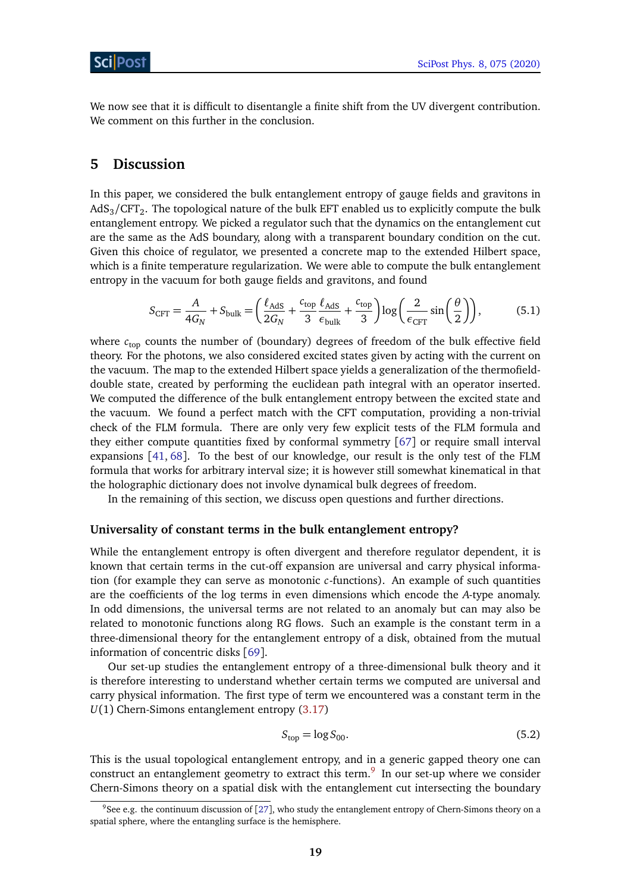We now see that it is difficult to disentangle a finite shift from the UV divergent contribution. We comment on this further in the conclusion.

## 5 Discussion

In this paper, we considered the bulk entanglement entropy of gauge fields and gravitons in $\mathrm{AdS}_3/\mathrm{CFT}_2$. The topological nature of the bulk EFT enabled us to explicitly compute the bulk entanglement entropy. We picked a regulator such that the dynamics on the entanglement cut are the same as the AdS boundary, along with a transparent boundary condition on the cut. Given this choice of regulator, we presented a concrete map to the extended Hilbert space, which is a finite temperature regularization. We were able to compute the bulk entanglement entropy in the vacuum for both gauge fields and gravitons, and found

$$S_{\mathrm{CFT}} = \frac{A}{4G_N} + S_{\mathrm{bulk}} = \left(\frac{\ell_{\mathrm{AdS}}}{2G_N} + \frac{c_{\mathrm{top}}}{3}\frac{\ell_{\mathrm{AdS}}}{\epsilon_{\mathrm{bulk}}} + \frac{c_{\mathrm{top}}}{3}\right)\log\left(\frac{2}{\epsilon_{\mathrm{CFT}}}\sin\left(\frac{\theta}{2}\right)\right), \tag{5.1}$$

where $c_{\mathrm{top}}$ counts the number of (boundary) degrees of freedom of the bulk effective field theory. For the photons, we also considered excited states given by acting with the current on the vacuum. The map to the extended Hilbert space yields a generalization of the thermofield-double state, created by performing the euclidean path integral with an operator inserted. We computed the difference of the bulk entanglement entropy between the excited state and the vacuum. We found a perfect match with the CFT computation, providing a non-trivial check of the FLM formula. There are only very few explicit tests of the FLM formula and they either compute quantities fixed by conformal symmetry [67] or require small interval expansions [41, 68]. To the best of our knowledge, our result is the only test of the FLM formula that works for arbitrary interval size; it is however still somewhat kinematical in that the holographic dictionary does not involve dynamical bulk degrees of freedom.

In the remaining of this section, we discuss open questions and further directions.

### Universality of constant terms in the bulk entanglement entropy?

While the entanglement entropy is often divergent and therefore regulator dependent, it is known that certain terms in the cut-off expansion are universal and carry physical information (for example they can serve as monotonic $c$-functions). An example of such quantities are the coefficients of the log terms in even dimensions which encode the $A$-type anomaly. In odd dimensions, the universal terms are not related to an anomaly but can may also be related to monotonic functions along RG flows. Such an example is the constant term in a three-dimensional theory for the entanglement entropy of a disk, obtained from the mutual information of concentric disks [69].

Our set-up studies the entanglement entropy of a three-dimensional bulk theory and it is therefore interesting to understand whether certain terms we computed are universal and carry physical information. The first type of term we encountered was a constant term in the $U(1)$ Chern-Simons entanglement entropy (3.17)

$$S_{\mathrm{top}} = \log S_{00}. \tag{5.2}$$

This is the usual topological entanglement entropy, and in a generic gapped theory one can construct an entanglement geometry to extract this term.[9] In our set-up where we consider Chern-Simons theory on a spatial disk with the entanglement cut intersecting the boundary

[9] See e.g. the continuum discussion of [27], who study the entanglement entropy of Chern-Simons theory on a spatial sphere, where the entangling surface is the hemisphere.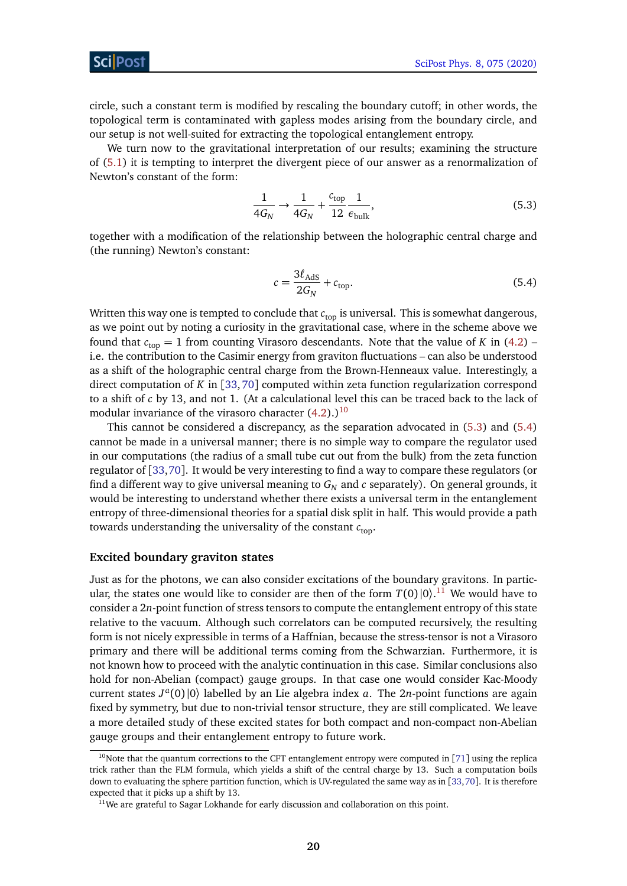circle, such a constant term is modified by rescaling the boundary cutoff; in other words, the topological term is contaminated with gapless modes arising from the boundary circle, and our setup is not well-suited for extracting the topological entanglement entropy.

We turn now to the gravitational interpretation of our results; examining the structure of (5.1) it is tempting to interpret the divergent piece of our answer as a renormalization of Newton's constant of the form:

$$\frac{1}{4G_N} \to \frac{1}{4G_N} + \frac{c_{\text{top}}}{12}\frac{1}{\epsilon_{\text{bulk}}}, \tag{5.3}$$

together with a modification of the relationship between the holographic central charge and (the running) Newton's constant:

$$c = \frac{3\ell_{\text{AdS}}}{2G_N} + c_{\text{top}}. \tag{5.4}$$

Written this way one is tempted to conclude that $c_{\text{top}}$ is universal. This is somewhat dangerous, as we point out by noting a curiosity in the gravitational case, where in the scheme above we found that $c_{\text{top}} = 1$ from counting Virasoro descendants. Note that the value of $K$ in (4.2) – i.e. the contribution to the Casimir energy from graviton fluctuations – can also be understood as a shift of the holographic central charge from the Brown-Henneaux value. Interestingly, a direct computation of $K$ in [33, 70] computed within zeta function regularization correspond to a shift of $c$ by 13, and not 1. (At a calculational level this can be traced back to the lack of modular invariance of the virasoro character (4.2).)[10]

This cannot be considered a discrepancy, as the separation advocated in (5.3) and (5.4) cannot be made in a universal manner; there is no simple way to compare the regulator used in our computations (the radius of a small tube cut out from the bulk) from the zeta function regulator of [33, 70]. It would be very interesting to find a way to compare these regulators (or find a different way to give universal meaning to $G_N$ and $c$ separately). On general grounds, it would be interesting to understand whether there exists a universal term in the entanglement entropy of three-dimensional theories for a spatial disk split in half. This would provide a path towards understanding the universality of the constant $c_{\text{top}}$.

### Excited boundary graviton states

Just as for the photons, we can also consider excitations of the boundary gravitons. In particular, the states one would like to consider are then of the form $T(0)|0\rangle$.[11] We would have to consider a $2n$-point function of stress tensors to compute the entanglement entropy of this state relative to the vacuum. Although such correlators can be computed recursively, the resulting form is not nicely expressible in terms of a Haffnian, because the stress-tensor is not a Virasoro primary and there will be additional terms coming from the Schwarzian. Furthermore, it is not known how to proceed with the analytic continuation in this case. Similar conclusions also hold for non-Abelian (compact) gauge groups. In that case one would consider Kac-Moody current states $J^a(0)|0\rangle$ labelled by an Lie algebra index $a$. The $2n$-point functions are again fixed by symmetry, but due to non-trivial tensor structure, they are still complicated. We leave a more detailed study of these excited states for both compact and non-compact non-Abelian gauge groups and their entanglement entropy to future work.

---

[10] Note that the quantum corrections to the CFT entanglement entropy were computed in [71] using the replica trick rather than the FLM formula, which yields a shift of the central charge by 13. Such a computation boils down to evaluating the sphere partition function, which is UV-regulated the same way as in [33, 70]. It is therefore expected that it picks up a shift by 13.

[11] We are grateful to Sagar Lokhande for early discussion and collaboration on this point.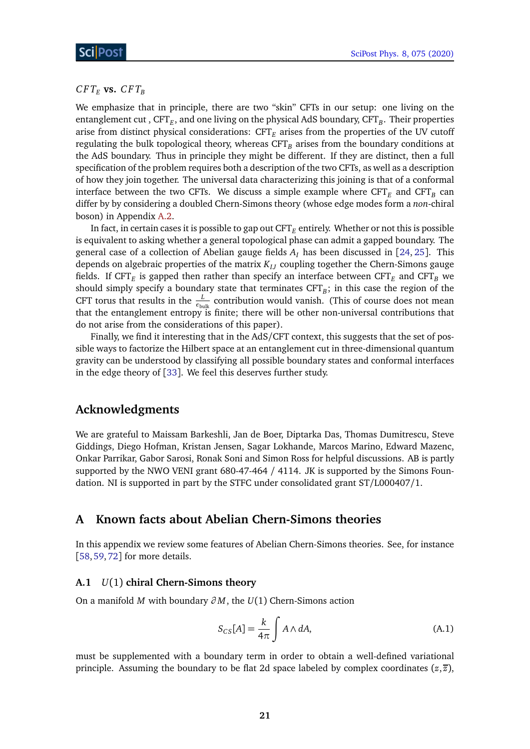### $CFT_E$ vs. $CFT_B$

We emphasize that in principle, there are two "skin" CFTs in our setup: one living on the entanglement cut , $\text{CFT}_E$, and one living on the physical AdS boundary, $\text{CFT}_B$. Their properties arise from distinct physical considerations: $\text{CFT}_E$ arises from the properties of the UV cutoff regulating the bulk topological theory, whereas $\text{CFT}_B$ arises from the boundary conditions at the AdS boundary. Thus in principle they might be different. If they are distinct, then a full specification of the problem requires both a description of the two CFTs, as well as a description of how they join together. The universal data characterizing this joining is that of a conformal interface between the two CFTs. We discuss a simple example where $\text{CFT}_E$ and $\text{CFT}_B$ can differ by by considering a doubled Chern-Simons theory (whose edge modes form a *non*-chiral boson) in Appendix A.2.

In fact, in certain cases it is possible to gap out $\text{CFT}_E$ entirely. Whether or not this is possible is equivalent to asking whether a general topological phase can admit a gapped boundary. The general case of a collection of Abelian gauge fields $A_I$ has been discussed in [24, 25]. This depends on algebraic properties of the matrix $K_{IJ}$ coupling together the Chern-Simons gauge fields. If $\text{CFT}_E$ is gapped then rather than specify an interface between $\text{CFT}_E$ and $\text{CFT}_B$ we should simply specify a boundary state that terminates $\text{CFT}_B$; in this case the region of the CFT torus that results in the $\frac{L}{\epsilon_{\text{bulk}}}$ contribution would vanish. (This of course does not mean that the entanglement entropy is finite; there will be other non-universal contributions that do not arise from the considerations of this paper).

Finally, we find it interesting that in the AdS/CFT context, this suggests that the set of possible ways to factorize the Hilbert space at an entanglement cut in three-dimensional quantum gravity can be understood by classifying all possible boundary states and conformal interfaces in the edge theory of [33]. We feel this deserves further study.

## Acknowledgments

We are grateful to Maissam Barkeshli, Jan de Boer, Diptarka Das, Thomas Dumitrescu, Steve Giddings, Diego Hofman, Kristan Jensen, Sagar Lokhande, Marcos Marino, Edward Mazenc, Onkar Parrikar, Gabor Sarosi, Ronak Soni and Simon Ross for helpful discussions. AB is partly supported by the NWO VENI grant 680-47-464 / 4114. JK is supported by the Simons Foundation. NI is supported in part by the STFC under consolidated grant ST/L000407/1.

## A Known facts about Abelian Chern-Simons theories

In this appendix we review some features of Abelian Chern-Simons theories. See, for instance [58, 59, 72] for more details.

### A.1 $U(1)$ chiral Chern-Simons theory

On a manifold $M$ with boundary $\partial M$, the $U(1)$ Chern-Simons action

$$S_{CS}[A] = \frac{k}{4\pi}\int A \wedge dA, \tag{A.1}$$

must be supplemented with a boundary term in order to obtain a well-defined variational principle. Assuming the boundary to be flat 2d space labeled by complex coordinates $(z, \bar{z})$,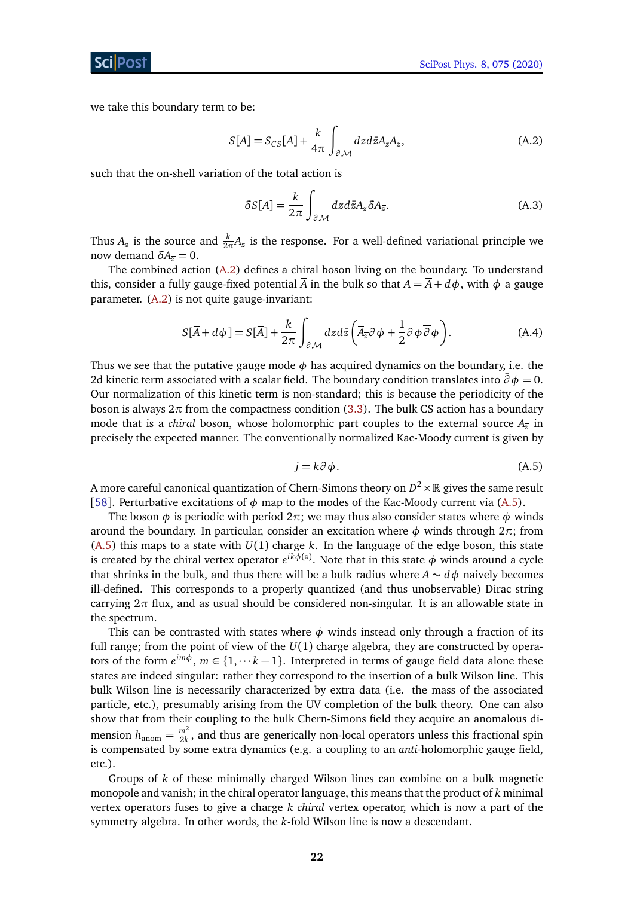we take this boundary term to be:

$$S[A] = S_{CS}[A] + \frac{k}{4\pi}\int_{\partial\mathcal{M}} dz d\bar{z} A_z A_{\bar{z}}, \tag{A.2}$$

such that the on-shell variation of the total action is

$$\delta S[A] = \frac{k}{2\pi}\int_{\partial\mathcal{M}} dz d\bar{z} A_z \delta A_{\bar{z}}. \tag{A.3}$$

Thus $A_{\bar{z}}$ is the source and $\frac{k}{2\pi}A_z$ is the response. For a well-defined variational principle we now demand $\delta A_{\bar{z}} = 0$.

The combined action (A.2) defines a chiral boson living on the boundary. To understand this, consider a fully gauge-fixed potential $\bar{A}$ in the bulk so that $A = \bar{A} + d\phi$, with $\phi$ a gauge parameter. (A.2) is not quite gauge-invariant:

$$S[\bar{A} + d\phi] = S[\bar{A}] + \frac{k}{2\pi}\int_{\partial\mathcal{M}} dz d\bar{z}\left(\bar{A}_{\bar{z}}\partial\phi + \frac{1}{2}\partial\phi\bar{\partial}\phi\right). \tag{A.4}$$

Thus we see that the putative gauge mode $\phi$ has acquired dynamics on the boundary, i.e. the 2d kinetic term associated with a scalar field. The boundary condition translates into $\bar{\partial}\phi = 0$. Our normalization of this kinetic term is non-standard; this is because the periodicity of the boson is always $2\pi$ from the compactness condition (3.3). The bulk CS action has a boundary mode that is a *chiral* boson, whose holomorphic part couples to the external source $\bar{A}_{\bar{z}}$ in precisely the expected manner. The conventionally normalized Kac-Moody current is given by

$$j = k\partial\phi. \tag{A.5}$$

A more careful canonical quantization of Chern-Simons theory on $D^2 \times \mathbb{R}$ gives the same result [58]. Perturbative excitations of $\phi$ map to the modes of the Kac-Moody current via (A.5).

The boson $\phi$ is periodic with period $2\pi$; we may thus also consider states where $\phi$ winds around the boundary. In particular, consider an excitation where $\phi$ winds through $2\pi$; from (A.5) this maps to a state with $U(1)$ charge $k$. In the language of the edge boson, this state is created by the chiral vertex operator $e^{ik\phi(z)}$. Note that in this state $\phi$ winds around a cycle that shrinks in the bulk, and thus there will be a bulk radius where $A \sim d\phi$ naively becomes ill-defined. This corresponds to a properly quantized (and thus unobservable) Dirac string carrying $2\pi$ flux, and as usual should be considered non-singular. It is an allowable state in the spectrum.

This can be contrasted with states where $\phi$ winds instead only through a fraction of its full range; from the point of view of the $U(1)$ charge algebra, they are constructed by operators of the form $e^{im\phi}$, $m \in \{1, \cdots k-1\}$. Interpreted in terms of gauge field data alone these states are indeed singular: rather they correspond to the insertion of a bulk Wilson line. This bulk Wilson line is necessarily characterized by extra data (i.e. the mass of the associated particle, etc.), presumably arising from the UV completion of the bulk theory. One can also show that from their coupling to the bulk Chern-Simons field they acquire an anomalous dimension $h_{\text{anom}} = \frac{m^2}{2k}$, and thus are generically non-local operators unless this fractional spin is compensated by some extra dynamics (e.g. a coupling to an *anti*-holomorphic gauge field, etc.).

Groups of $k$ of these minimally charged Wilson lines can combine on a bulk magnetic monopole and vanish; in the chiral operator language, this means that the product of $k$ minimal vertex operators fuses to give a charge $k$ *chiral* vertex operator, which is now a part of the symmetry algebra. In other words, the $k$-fold Wilson line is now a descendant.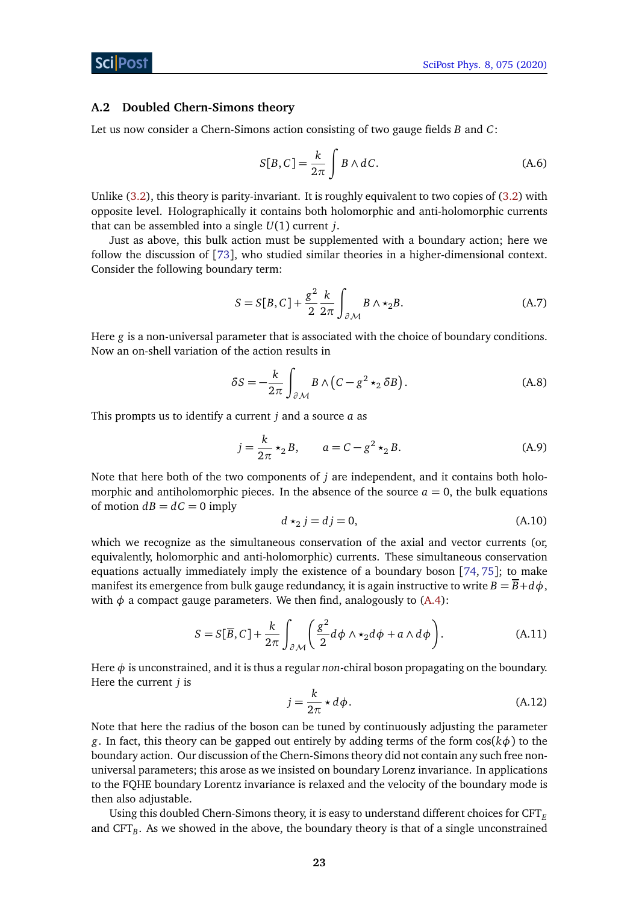### A.2 Doubled Chern-Simons theory

Let us now consider a Chern-Simons action consisting of two gauge fields $B$ and $C$:

$$S[B,C] = \frac{k}{2\pi}\int B \wedge dC. \tag{A.6}$$

Unlike (3.2), this theory is parity-invariant. It is roughly equivalent to two copies of (3.2) with opposite level. Holographically it contains both holomorphic and anti-holomorphic currents that can be assembled into a single $U(1)$ current $j$.

Just as above, this bulk action must be supplemented with a boundary action; here we follow the discussion of [73], who studied similar theories in a higher-dimensional context. Consider the following boundary term:

$$S = S[B,C] + \frac{g^2}{2}\frac{k}{2\pi}\int_{\partial\mathcal{M}} B \wedge \star_2 B. \tag{A.7}$$

Here $g$ is a non-universal parameter that is associated with the choice of boundary conditions. Now an on-shell variation of the action results in

$$\delta S = -\frac{k}{2\pi}\int_{\partial\mathcal{M}} B \wedge \left(C - g^2 \star_2 \delta B\right). \tag{A.8}$$

This prompts us to identify a current $j$ and a source $a$ as

$$j = \frac{k}{2\pi}\star_2 B, \qquad a = C - g^2 \star_2 B. \tag{A.9}$$

Note that here both of the two components of $j$ are independent, and it contains both holomorphic and antiholomorphic pieces. In the absence of the source $a = 0$, the bulk equations of motion $dB = dC = 0$ imply

$$d\star_2 j = dj = 0, \tag{A.10}$$

which we recognize as the simultaneous conservation of the axial and vector currents (or, equivalently, holomorphic and anti-holomorphic) currents. These simultaneous conservation equations actually immediately imply the existence of a boundary boson [74, 75]; to make manifest its emergence from bulk gauge redundancy, it is again instructive to write $B = \overline{B} + d\phi$, with $\phi$ a compact gauge parameters. We then find, analogously to (A.4):

$$S = S[\overline{B},C] + \frac{k}{2\pi}\int_{\partial\mathcal{M}}\left(\frac{g^2}{2}d\phi \wedge \star_2 d\phi + a \wedge d\phi\right). \tag{A.11}$$

Here $\phi$ is unconstrained, and it is thus a regular *non*-chiral boson propagating on the boundary. Here the current $j$ is

$$j = \frac{k}{2\pi}\star d\phi. \tag{A.12}$$

Note that here the radius of the boson can be tuned by continuously adjusting the parameter $g$. In fact, this theory can be gapped out entirely by adding terms of the form $\cos(k\phi)$ to the boundary action. Our discussion of the Chern-Simons theory did not contain any such free non-universal parameters; this arose as we insisted on boundary Lorenz invariance. In applications to the FQHE boundary Lorentz invariance is relaxed and the velocity of the boundary mode is then also adjustable.

Using this doubled Chern-Simons theory, it is easy to understand different choices for $\text{CFT}_E$ and $\text{CFT}_B$. As we showed in the above, the boundary theory is that of a single unconstrained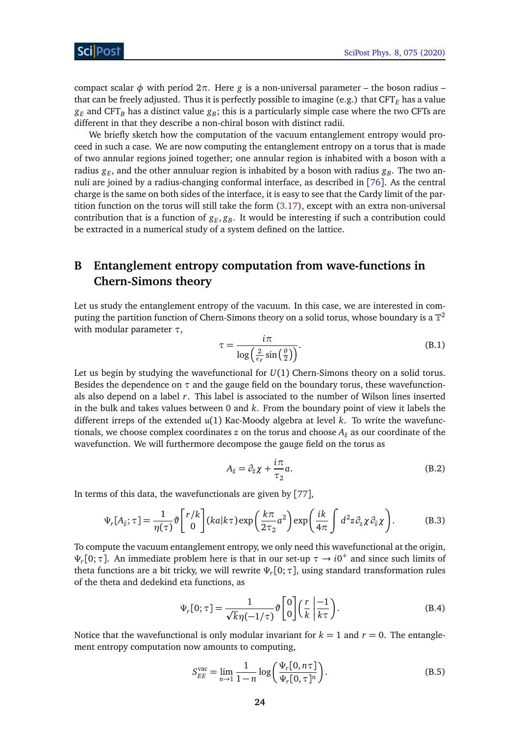compact scalar $\phi$ with period $2\pi$. Here $g$ is a non-universal parameter – the boson radius – that can be freely adjusted. Thus it is perfectly possible to imagine (e.g.) that CFT$_E$ has a value $g_E$ and CFT$_B$ has a distinct value $g_B$; this is a particularly simple case where the two CFTs are different in that they describe a non-chiral boson with distinct radii.

We briefly sketch how the computation of the vacuum entanglement entropy would proceed in such a case. We are now computing the entanglement entropy on a torus that is made of two annular regions joined together; one annular region is inhabited with a boson with a radius $g_E$, and the other annuluar region is inhabited by a boson with radius $g_B$. The two annuli are joined by a radius-changing conformal interface, as described in [76]. As the central charge is the same on both sides of the interface, it is easy to see that the Cardy limit of the partition function on the torus will still take the form (3.17), except with an extra non-universal contribution that is a function of $g_E, g_B$. It would be interesting if such a contribution could be extracted in a numerical study of a system defined on the lattice.

# B Entanglement entropy computation from wave-functions in Chern-Simons theory

Let us study the entanglement entropy of the vacuum. In this case, we are interested in computing the partition function of Chern-Simons theory on a solid torus, whose boundary is a $\mathbb{T}^2$ with modular parameter $\tau$,

$$\tau = \frac{i\pi}{\log\left(\frac{2}{\epsilon_F}\sin\left(\frac{\theta}{2}\right)\right)}. \tag{B.1}$$

Let us begin by studying the wavefunctional for $U(1)$ Chern-Simons theory on a solid torus. Besides the dependence on $\tau$ and the gauge field on the boundary torus, these wavefunctionals also depend on a label $r$. This label is associated to the number of Wilson lines inserted in the bulk and takes values between 0 and $k$. From the boundary point of view it labels the different irreps of the extended $\mathfrak{u}(1)$ Kac-Moody algebra at level $k$. To write the wavefunctionals, we choose complex coordinates $z$ on the torus and choose $A_{\bar{z}}$ as our coordinate of the wavefunction. We will furthermore decompose the gauge field on the torus as

$$A_{\bar{z}} = \partial_{\bar{z}}\chi + \frac{i\pi}{\tau_2}a. \tag{B.2}$$

In terms of this data, the wavefunctionals are given by [77],

$$\Psi_r[A_{\bar{z}};\tau] = \frac{1}{\eta(\tau)}\vartheta\begin{bmatrix} r/k \\ 0 \end{bmatrix}(ka|k\tau)\exp\left(\frac{k\pi}{2\tau_2}a^2\right)\exp\left(\frac{ik}{4\pi}\int d^2z\,\partial_z\chi\,\partial_{\bar{z}}\chi\right). \tag{B.3}$$

To compute the vacuum entanglement entropy, we only need this wavefunctional at the origin, $\Psi_r[0;\tau]$. An immediate problem here is that in our set-up $\tau \to i0^+$ and since such limits of theta functions are a bit tricky, we will rewrite $\Psi_r[0;\tau]$, using standard transformation rules of the theta and dedekind eta functions, as

$$\Psi_r[0;\tau] = \frac{1}{\sqrt{k}\,\eta(-1/\tau)}\vartheta\begin{bmatrix} 0 \\ 0 \end{bmatrix}\left(\frac{r}{k}\middle|\frac{-1}{k\tau}\right). \tag{B.4}$$

Notice that the wavefunctional is only modular invariant for $k=1$ and $r=0$. The entanglement entropy computation now amounts to computing,

$$S_{EE}^{\text{vac}} = \lim_{n\to 1}\frac{1}{1-n}\log\left(\frac{\Psi_r[0,n\tau]}{\Psi_r[0,\tau]^n}\right). \tag{B.5}$$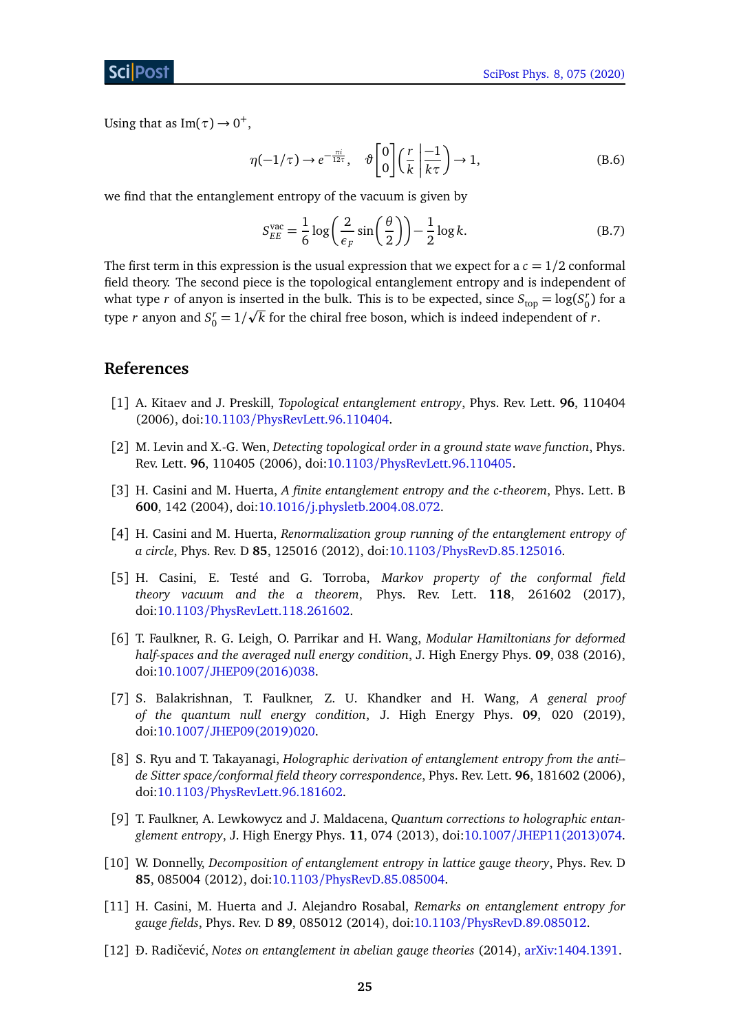Using that as $\text{Im}(\tau) \to 0^+$,

$$\eta(-1/\tau) \to e^{-\frac{\pi i}{12\tau}}, \quad \vartheta \begin{bmatrix} 0 \\ 0 \end{bmatrix} \left( \frac{r}{k} \middle| \frac{-1}{k\tau} \right) \to 1, \tag{B.6}$$

we find that the entanglement entropy of the vacuum is given by

$$S_{EE}^{\text{vac}} = \frac{1}{6} \log \left( \frac{2}{\epsilon_F} \sin \left( \frac{\theta}{2} \right) \right) - \frac{1}{2} \log k. \tag{B.7}$$

The first term in this expression is the usual expression that we expect for a $c = 1/2$ conformal field theory. The second piece is the topological entanglement entropy and is independent of what type $r$ of anyon is inserted in the bulk. This is to be expected, since $S_{\text{top}} = \log(S_0^r)$ for a type $r$ anyon and $S_0^r = 1/\sqrt{k}$ for the chiral free boson, which is indeed independent of $r$.

## References

[1] A. Kitaev and J. Preskill, *Topological entanglement entropy*, Phys. Rev. Lett. **96**, 110404 (2006), doi:10.1103/PhysRevLett.96.110404.

[2] M. Levin and X.-G. Wen, *Detecting topological order in a ground state wave function*, Phys. Rev. Lett. **96**, 110405 (2006), doi:10.1103/PhysRevLett.96.110405.

[3] H. Casini and M. Huerta, *A finite entanglement entropy and the c-theorem*, Phys. Lett. B **600**, 142 (2004), doi:10.1016/j.physletb.2004.08.072.

[4] H. Casini and M. Huerta, *Renormalization group running of the entanglement entropy of a circle*, Phys. Rev. D **85**, 125016 (2012), doi:10.1103/PhysRevD.85.125016.

[5] H. Casini, E. Testé and G. Torroba, *Markov property of the conformal field theory vacuum and the a theorem*, Phys. Rev. Lett. **118**, 261602 (2017), doi:10.1103/PhysRevLett.118.261602.

[6] T. Faulkner, R. G. Leigh, O. Parrikar and H. Wang, *Modular Hamiltonians for deformed half-spaces and the averaged null energy condition*, J. High Energy Phys. **09**, 038 (2016), doi:10.1007/JHEP09(2016)038.

[7] S. Balakrishnan, T. Faulkner, Z. U. Khandker and H. Wang, *A general proof of the quantum null energy condition*, J. High Energy Phys. **09**, 020 (2019), doi:10.1007/JHEP09(2019)020.

[8] S. Ryu and T. Takayanagi, *Holographic derivation of entanglement entropy from the anti–de Sitter space/conformal field theory correspondence*, Phys. Rev. Lett. **96**, 181602 (2006), doi:10.1103/PhysRevLett.96.181602.

[9] T. Faulkner, A. Lewkowycz and J. Maldacena, *Quantum corrections to holographic entanglement entropy*, J. High Energy Phys. **11**, 074 (2013), doi:10.1007/JHEP11(2013)074.

[10] W. Donnelly, *Decomposition of entanglement entropy in lattice gauge theory*, Phys. Rev. D **85**, 085004 (2012), doi:10.1103/PhysRevD.85.085004.

[11] H. Casini, M. Huerta and J. Alejandro Rosabal, *Remarks on entanglement entropy for gauge fields*, Phys. Rev. D **89**, 085012 (2014), doi:10.1103/PhysRevD.89.085012.

[12] Đ. Radičević, *Notes on entanglement in abelian gauge theories* (2014), arXiv:1404.1391.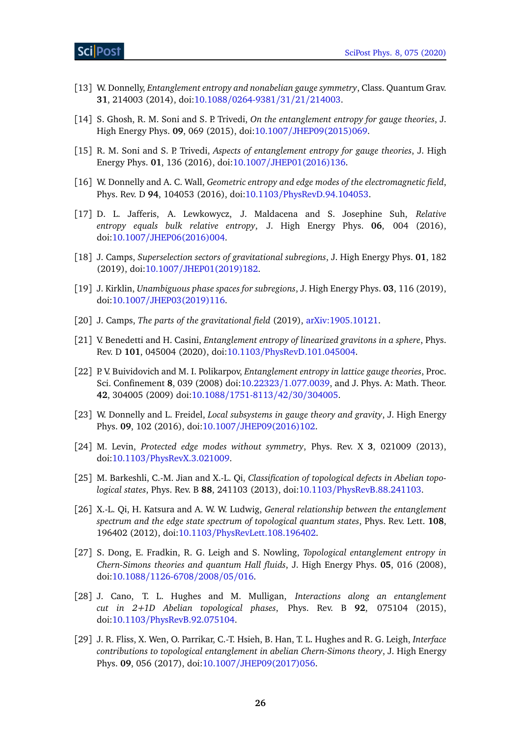[13] W. Donnelly, *Entanglement entropy and nonabelian gauge symmetry*, Class. Quantum Grav. **31**, 214003 (2014), doi:10.1088/0264-9381/31/21/214003.

[14] S. Ghosh, R. M. Soni and S. P. Trivedi, *On the entanglement entropy for gauge theories*, J. High Energy Phys. **09**, 069 (2015), doi:10.1007/JHEP09(2015)069.

[15] R. M. Soni and S. P. Trivedi, *Aspects of entanglement entropy for gauge theories*, J. High Energy Phys. **01**, 136 (2016), doi:10.1007/JHEP01(2016)136.

[16] W. Donnelly and A. C. Wall, *Geometric entropy and edge modes of the electromagnetic field*, Phys. Rev. D **94**, 104053 (2016), doi:10.1103/PhysRevD.94.104053.

[17] D. L. Jafferis, A. Lewkowycz, J. Maldacena and S. Josephine Suh, *Relative entropy equals bulk relative entropy*, J. High Energy Phys. **06**, 004 (2016), doi:10.1007/JHEP06(2016)004.

[18] J. Camps, *Superselection sectors of gravitational subregions*, J. High Energy Phys. **01**, 182 (2019), doi:10.1007/JHEP01(2019)182.

[19] J. Kirklin, *Unambiguous phase spaces for subregions*, J. High Energy Phys. **03**, 116 (2019), doi:10.1007/JHEP03(2019)116.

[20] J. Camps, *The parts of the gravitational field* (2019), arXiv:1905.10121.

[21] V. Benedetti and H. Casini, *Entanglement entropy of linearized gravitons in a sphere*, Phys. Rev. D **101**, 045004 (2020), doi:10.1103/PhysRevD.101.045004.

[22] P. V. Buividovich and M. I. Polikarpov, *Entanglement entropy in lattice gauge theories*, Proc. Sci. Confinement **8**, 039 (2008) doi:10.22323/1.077.0039, and J. Phys. A: Math. Theor. **42**, 304005 (2009) doi:10.1088/1751-8113/42/30/304005.

[23] W. Donnelly and L. Freidel, *Local subsystems in gauge theory and gravity*, J. High Energy Phys. **09**, 102 (2016), doi:10.1007/JHEP09(2016)102.

[24] M. Levin, *Protected edge modes without symmetry*, Phys. Rev. X **3**, 021009 (2013), doi:10.1103/PhysRevX.3.021009.

[25] M. Barkeshli, C.-M. Jian and X.-L. Qi, *Classification of topological defects in Abelian topological states*, Phys. Rev. B **88**, 241103 (2013), doi:10.1103/PhysRevB.88.241103.

[26] X.-L. Qi, H. Katsura and A. W. W. Ludwig, *General relationship between the entanglement spectrum and the edge state spectrum of topological quantum states*, Phys. Rev. Lett. **108**, 196402 (2012), doi:10.1103/PhysRevLett.108.196402.

[27] S. Dong, E. Fradkin, R. G. Leigh and S. Nowling, *Topological entanglement entropy in Chern-Simons theories and quantum Hall fluids*, J. High Energy Phys. **05**, 016 (2008), doi:10.1088/1126-6708/2008/05/016.

[28] J. Cano, T. L. Hughes and M. Mulligan, *Interactions along an entanglement cut in 2+1D Abelian topological phases*, Phys. Rev. B **92**, 075104 (2015), doi:10.1103/PhysRevB.92.075104.

[29] J. R. Fliss, X. Wen, O. Parrikar, C.-T. Hsieh, B. Han, T. L. Hughes and R. G. Leigh, *Interface contributions to topological entanglement in abelian Chern-Simons theory*, J. High Energy Phys. **09**, 056 (2017), doi:10.1007/JHEP09(2017)056.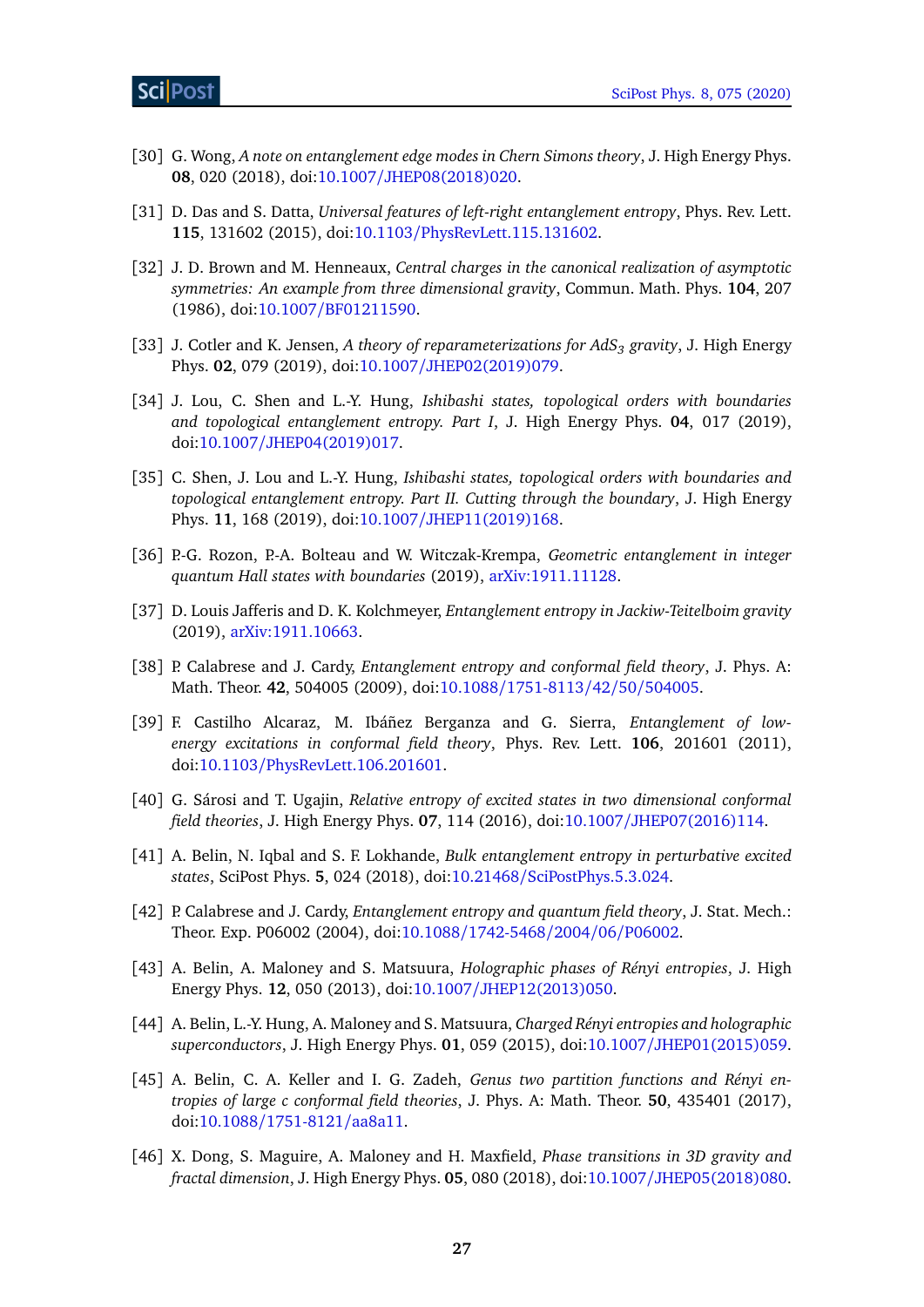[30] G. Wong, *A note on entanglement edge modes in Chern Simons theory*, J. High Energy Phys. **08**, 020 (2018), doi:10.1007/JHEP08(2018)020.

[31] D. Das and S. Datta, *Universal features of left-right entanglement entropy*, Phys. Rev. Lett. **115**, 131602 (2015), doi:10.1103/PhysRevLett.115.131602.

[32] J. D. Brown and M. Henneaux, *Central charges in the canonical realization of asymptotic symmetries: An example from three dimensional gravity*, Commun. Math. Phys. **104**, 207 (1986), doi:10.1007/BF01211590.

[33] J. Cotler and K. Jensen, *A theory of reparameterizations for $AdS_3$ gravity*, J. High Energy Phys. **02**, 079 (2019), doi:10.1007/JHEP02(2019)079.

[34] J. Lou, C. Shen and L.-Y. Hung, *Ishibashi states, topological orders with boundaries and topological entanglement entropy. Part I*, J. High Energy Phys. **04**, 017 (2019), doi:10.1007/JHEP04(2019)017.

[35] C. Shen, J. Lou and L.-Y. Hung, *Ishibashi states, topological orders with boundaries and topological entanglement entropy. Part II. Cutting through the boundary*, J. High Energy Phys. **11**, 168 (2019), doi:10.1007/JHEP11(2019)168.

[36] P.-G. Rozon, P.-A. Bolteau and W. Witczak-Krempa, *Geometric entanglement in integer quantum Hall states with boundaries* (2019), arXiv:1911.11128.

[37] D. Louis Jafferis and D. K. Kolchmeyer, *Entanglement entropy in Jackiw-Teitelboim gravity* (2019), arXiv:1911.10663.

[38] P. Calabrese and J. Cardy, *Entanglement entropy and conformal field theory*, J. Phys. A: Math. Theor. **42**, 504005 (2009), doi:10.1088/1751-8113/42/50/504005.

[39] F. Castilho Alcaraz, M. Ibáñez Berganza and G. Sierra, *Entanglement of low-energy excitations in conformal field theory*, Phys. Rev. Lett. **106**, 201601 (2011), doi:10.1103/PhysRevLett.106.201601.

[40] G. Sárosi and T. Ugajin, *Relative entropy of excited states in two dimensional conformal field theories*, J. High Energy Phys. **07**, 114 (2016), doi:10.1007/JHEP07(2016)114.

[41] A. Belin, N. Iqbal and S. F. Lokhande, *Bulk entanglement entropy in perturbative excited states*, SciPost Phys. **5**, 024 (2018), doi:10.21468/SciPostPhys.5.3.024.

[42] P. Calabrese and J. Cardy, *Entanglement entropy and quantum field theory*, J. Stat. Mech.: Theor. Exp. P06002 (2004), doi:10.1088/1742-5468/2004/06/P06002.

[43] A. Belin, A. Maloney and S. Matsuura, *Holographic phases of Rényi entropies*, J. High Energy Phys. **12**, 050 (2013), doi:10.1007/JHEP12(2013)050.

[44] A. Belin, L.-Y. Hung, A. Maloney and S. Matsuura, *Charged Rényi entropies and holographic superconductors*, J. High Energy Phys. **01**, 059 (2015), doi:10.1007/JHEP01(2015)059.

[45] A. Belin, C. A. Keller and I. G. Zadeh, *Genus two partition functions and Rényi entropies of large c conformal field theories*, J. Phys. A: Math. Theor. **50**, 435401 (2017), doi:10.1088/1751-8121/aa8a11.

[46] X. Dong, S. Maguire, A. Maloney and H. Maxfield, *Phase transitions in 3D gravity and fractal dimension*, J. High Energy Phys. **05**, 080 (2018), doi:10.1007/JHEP05(2018)080.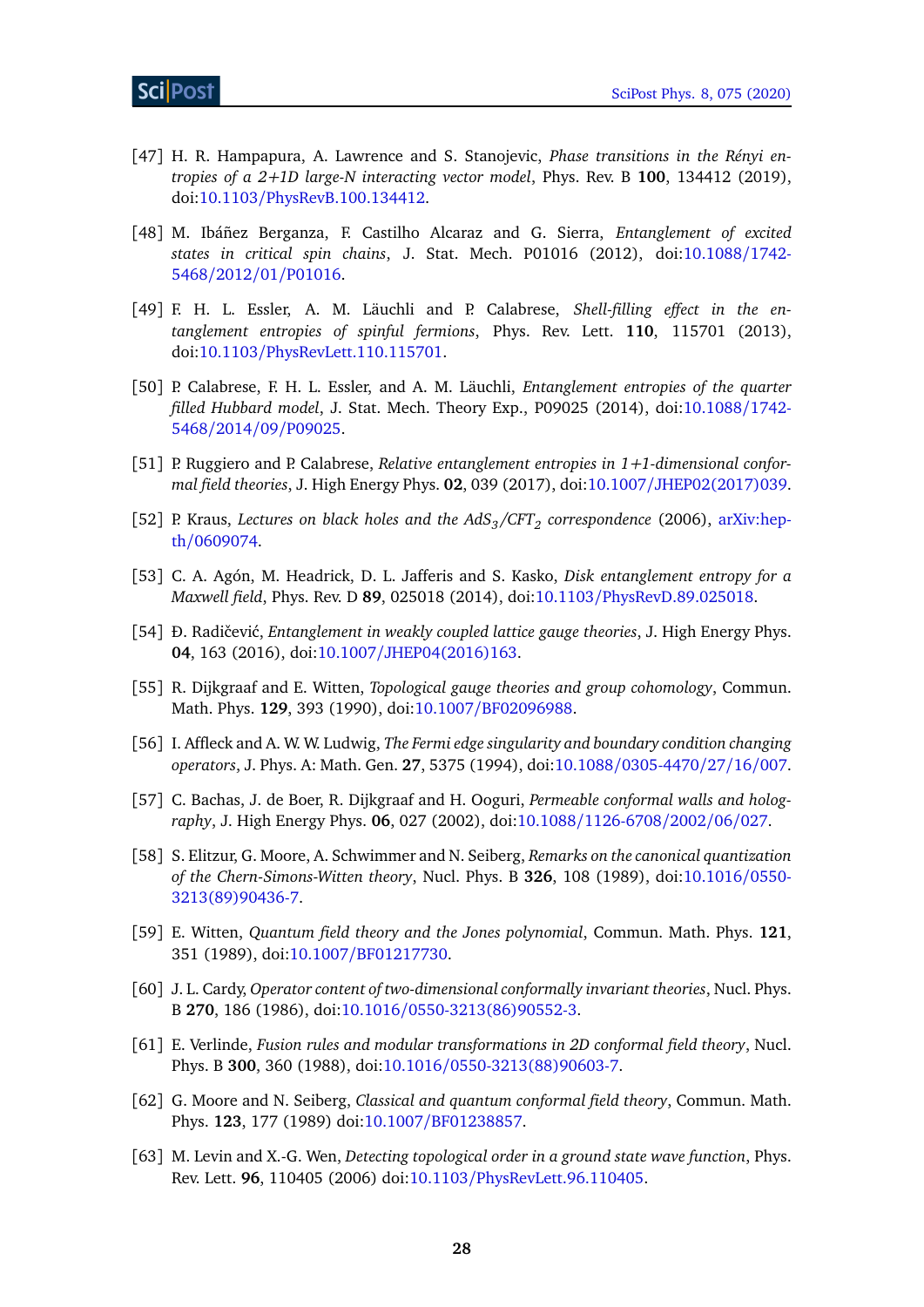[47] H. R. Hampapura, A. Lawrence and S. Stanojevic, *Phase transitions in the Rényi entropies of a 2+1D large-N interacting vector model*, Phys. Rev. B **100**, 134412 (2019), doi:10.1103/PhysRevB.100.134412.

[48] M. Ibáñez Berganza, F. Castilho Alcaraz and G. Sierra, *Entanglement of excited states in critical spin chains*, J. Stat. Mech. P01016 (2012), doi:10.1088/1742-5468/2012/01/P01016.

[49] F. H. L. Essler, A. M. Läuchli and P. Calabrese, *Shell-filling effect in the entanglement entropies of spinful fermions*, Phys. Rev. Lett. **110**, 115701 (2013), doi:10.1103/PhysRevLett.110.115701.

[50] P. Calabrese, F. H. L. Essler, and A. M. Läuchli, *Entanglement entropies of the quarter filled Hubbard model*, J. Stat. Mech. Theory Exp., P09025 (2014), doi:10.1088/1742-5468/2014/09/P09025.

[51] P. Ruggiero and P. Calabrese, *Relative entanglement entropies in 1+1-dimensional conformal field theories*, J. High Energy Phys. **02**, 039 (2017), doi:10.1007/JHEP02(2017)039.

[52] P. Kraus, *Lectures on black holes and the $AdS_3/CFT_2$ correspondence* (2006), arXiv:hep-th/0609074.

[53] C. A. Agón, M. Headrick, D. L. Jafferis and S. Kasko, *Disk entanglement entropy for a Maxwell field*, Phys. Rev. D **89**, 025018 (2014), doi:10.1103/PhysRevD.89.025018.

[54] Đ. Radičević, *Entanglement in weakly coupled lattice gauge theories*, J. High Energy Phys. **04**, 163 (2016), doi:10.1007/JHEP04(2016)163.

[55] R. Dijkgraaf and E. Witten, *Topological gauge theories and group cohomology*, Commun. Math. Phys. **129**, 393 (1990), doi:10.1007/BF02096988.

[56] I. Affleck and A. W. W. Ludwig, *The Fermi edge singularity and boundary condition changing operators*, J. Phys. A: Math. Gen. **27**, 5375 (1994), doi:10.1088/0305-4470/27/16/007.

[57] C. Bachas, J. de Boer, R. Dijkgraaf and H. Ooguri, *Permeable conformal walls and holography*, J. High Energy Phys. **06**, 027 (2002), doi:10.1088/1126-6708/2002/06/027.

[58] S. Elitzur, G. Moore, A. Schwimmer and N. Seiberg, *Remarks on the canonical quantization of the Chern-Simons-Witten theory*, Nucl. Phys. B **326**, 108 (1989), doi:10.1016/0550-3213(89)90436-7.

[59] E. Witten, *Quantum field theory and the Jones polynomial*, Commun. Math. Phys. **121**, 351 (1989), doi:10.1007/BF01217730.

[60] J. L. Cardy, *Operator content of two-dimensional conformally invariant theories*, Nucl. Phys. B **270**, 186 (1986), doi:10.1016/0550-3213(86)90552-3.

[61] E. Verlinde, *Fusion rules and modular transformations in 2D conformal field theory*, Nucl. Phys. B **300**, 360 (1988), doi:10.1016/0550-3213(88)90603-7.

[62] G. Moore and N. Seiberg, *Classical and quantum conformal field theory*, Commun. Math. Phys. **123**, 177 (1989) doi:10.1007/BF01238857.

[63] M. Levin and X.-G. Wen, *Detecting topological order in a ground state wave function*, Phys. Rev. Lett. **96**, 110405 (2006) doi:10.1103/PhysRevLett.96.110405.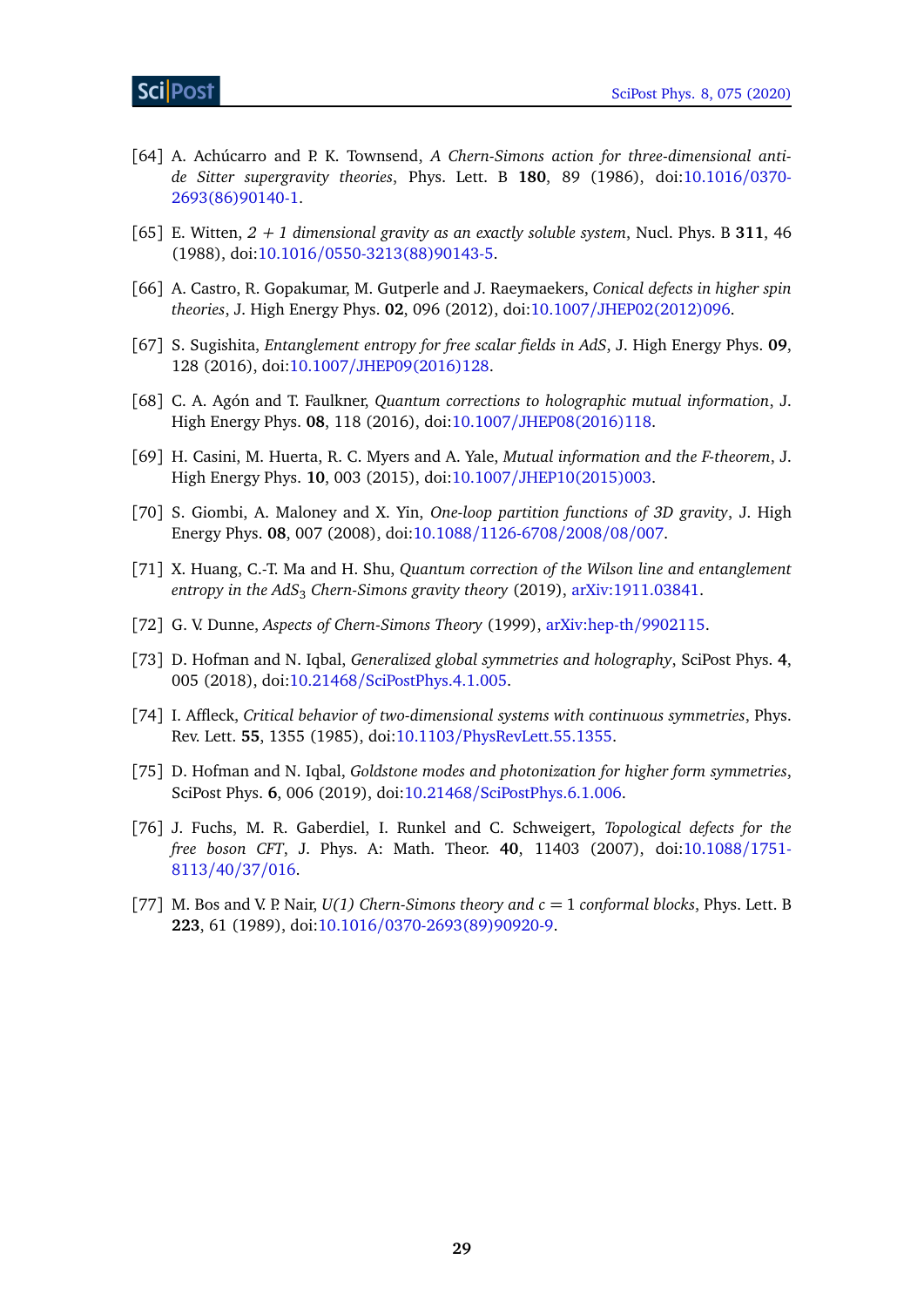[64] A. Achúcarro and P. K. Townsend, *A Chern-Simons action for three-dimensional anti-de Sitter supergravity theories*, Phys. Lett. B **180**, 89 (1986), doi:10.1016/0370-2693(86)90140-1.

[65] E. Witten, *2 + 1 dimensional gravity as an exactly soluble system*, Nucl. Phys. B **311**, 46 (1988), doi:10.1016/0550-3213(88)90143-5.

[66] A. Castro, R. Gopakumar, M. Gutperle and J. Raeymaekers, *Conical defects in higher spin theories*, J. High Energy Phys. **02**, 096 (2012), doi:10.1007/JHEP02(2012)096.

[67] S. Sugishita, *Entanglement entropy for free scalar fields in AdS*, J. High Energy Phys. **09**, 128 (2016), doi:10.1007/JHEP09(2016)128.

[68] C. A. Agón and T. Faulkner, *Quantum corrections to holographic mutual information*, J. High Energy Phys. **08**, 118 (2016), doi:10.1007/JHEP08(2016)118.

[69] H. Casini, M. Huerta, R. C. Myers and A. Yale, *Mutual information and the F-theorem*, J. High Energy Phys. **10**, 003 (2015), doi:10.1007/JHEP10(2015)003.

[70] S. Giombi, A. Maloney and X. Yin, *One-loop partition functions of 3D gravity*, J. High Energy Phys. **08**, 007 (2008), doi:10.1088/1126-6708/2008/08/007.

[71] X. Huang, C.-T. Ma and H. Shu, *Quantum correction of the Wilson line and entanglement entropy in the $AdS_3$ Chern-Simons gravity theory* (2019), arXiv:1911.03841.

[72] G. V. Dunne, *Aspects of Chern-Simons Theory* (1999), arXiv:hep-th/9902115.

[73] D. Hofman and N. Iqbal, *Generalized global symmetries and holography*, SciPost Phys. **4**, 005 (2018), doi:10.21468/SciPostPhys.4.1.005.

[74] I. Affleck, *Critical behavior of two-dimensional systems with continuous symmetries*, Phys. Rev. Lett. **55**, 1355 (1985), doi:10.1103/PhysRevLett.55.1355.

[75] D. Hofman and N. Iqbal, *Goldstone modes and photonization for higher form symmetries*, SciPost Phys. **6**, 006 (2019), doi:10.21468/SciPostPhys.6.1.006.

[76] J. Fuchs, M. R. Gaberdiel, I. Runkel and C. Schweigert, *Topological defects for the free boson CFT*, J. Phys. A: Math. Theor. **40**, 11403 (2007), doi:10.1088/1751-8113/40/37/016.

[77] M. Bos and V. P. Nair, *U(1) Chern-Simons theory and $c = 1$ conformal blocks*, Phys. Lett. B **223**, 61 (1989), doi:10.1016/0370-2693(89)90920-9.